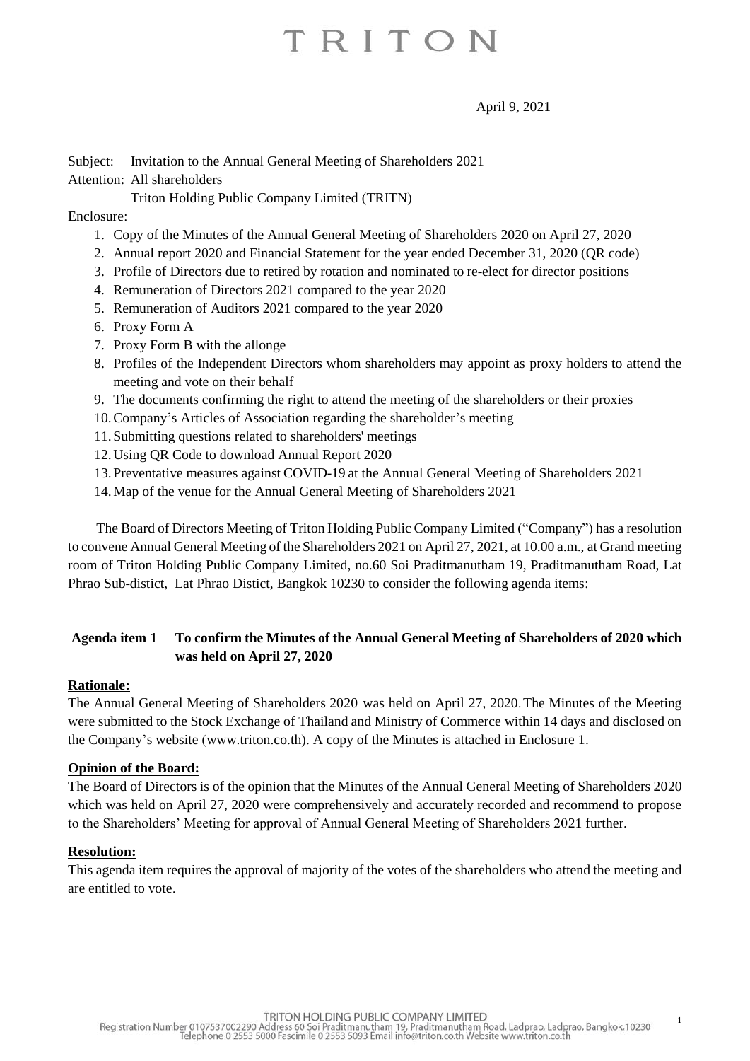# TRITON

April 9, 2021

Subject: Invitation to the Annual General Meeting of Shareholders 2021

Attention: All shareholders

Triton Holding Public Company Limited (TRITN)

Enclosure:

1. Copy of the Minutes of the Annual General Meeting of Shareholders 2020 on April 27, 2020
2. Annual report 2020 and Financial Statement for the year ended December 31, 2020 (QR code)
3. Profile of Directors due to retired by rotation and nominated to re-elect for director positions
4. Remuneration of Directors 2021 compared to the year 2020
5. Remuneration of Auditors 2021 compared to the year 2020
6. Proxy Form A
7. Proxy Form B with the allonge
8. Profiles of the Independent Directors whom shareholders may appoint as proxy holders to attend the meeting and vote on their behalf
9. The documents confirming the right to attend the meeting of the shareholders or their proxies
10. Company's Articles of Association regarding the shareholder's meeting
11. Submitting questions related to shareholders' meetings
12. Using QR Code to download Annual Report 2020
13. Preventative measures against COVID-19 at the Annual General Meeting of Shareholders 2021
14. Map of the venue for the Annual General Meeting of Shareholders 2021

The Board of Directors Meeting of Triton Holding Public Company Limited ("Company") has a resolution to convene Annual General Meeting of the Shareholders 2021 on April 27, 2021, at 10.00 a.m., at Grand meeting room of Triton Holding Public Company Limited, no.60 Soi Praditmanutham 19, Praditmanutham Road, Lat Phrao Sub-distict, Lat Phrao Distict, Bangkok 10230 to consider the following agenda items:

## Agenda item 1 To confirm the Minutes of the Annual General Meeting of Shareholders of 2020 which was held on April 27, 2020

**Rationale:**

The Annual General Meeting of Shareholders 2020 was held on April 27, 2020. The Minutes of the Meeting were submitted to the Stock Exchange of Thailand and Ministry of Commerce within 14 days and disclosed on the Company's website (www.triton.co.th). A copy of the Minutes is attached in Enclosure 1.

**Opinion of the Board:**

The Board of Directors is of the opinion that the Minutes of the Annual General Meeting of Shareholders 2020 which was held on April 27, 2020 were comprehensively and accurately recorded and recommend to propose to the Shareholders' Meeting for approval of Annual General Meeting of Shareholders 2021 further.

**Resolution:**

This agenda item requires the approval of majority of the votes of the shareholders who attend the meeting and are entitled to vote.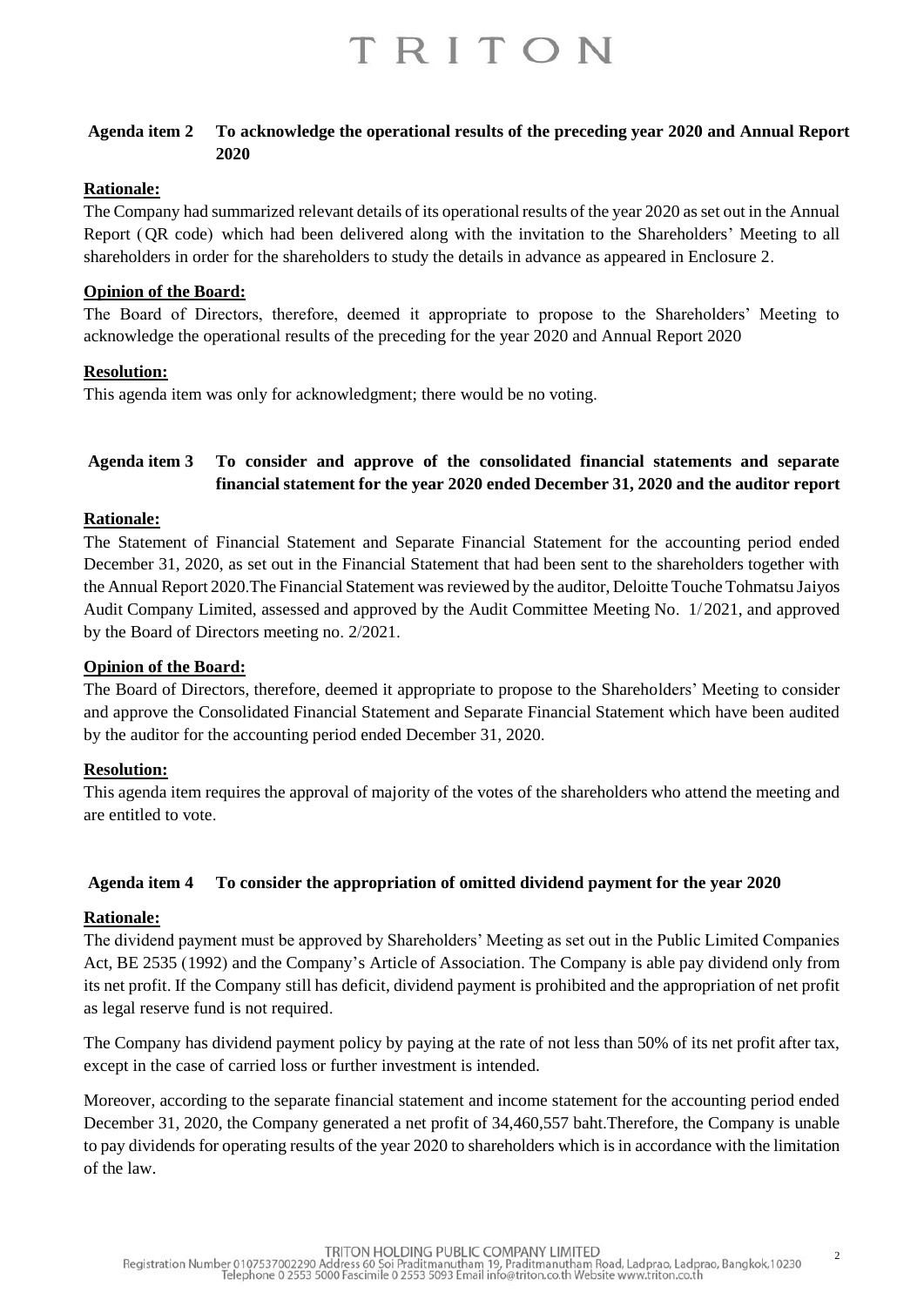**Agenda item 2 To acknowledge the operational results of the preceding year 2020 and Annual Report 2020**

**Rationale:**

The Company had summarized relevant details of its operational results of the year 2020 as set out in the Annual Report (QR code) which had been delivered along with the invitation to the Shareholders' Meeting to all shareholders in order for the shareholders to study the details in advance as appeared in Enclosure 2.

**Opinion of the Board:**

The Board of Directors, therefore, deemed it appropriate to propose to the Shareholders' Meeting to acknowledge the operational results of the preceding for the year 2020 and Annual Report 2020

**Resolution:**

This agenda item was only for acknowledgment; there would be no voting.

**Agenda item 3 To consider and approve of the consolidated financial statements and separate financial statement for the year 2020 ended December 31, 2020 and the auditor report**

**Rationale:**

The Statement of Financial Statement and Separate Financial Statement for the accounting period ended December 31, 2020, as set out in the Financial Statement that had been sent to the shareholders together with the Annual Report 2020.The Financial Statement was reviewed by the auditor, Deloitte Touche Tohmatsu Jaiyos Audit Company Limited, assessed and approved by the Audit Committee Meeting No. 1/2021, and approved by the Board of Directors meeting no. 2/2021.

**Opinion of the Board:**

The Board of Directors, therefore, deemed it appropriate to propose to the Shareholders' Meeting to consider and approve the Consolidated Financial Statement and Separate Financial Statement which have been audited by the auditor for the accounting period ended December 31, 2020.

**Resolution:**

This agenda item requires the approval of majority of the votes of the shareholders who attend the meeting and are entitled to vote.

**Agenda item 4 To consider the appropriation of omitted dividend payment for the year 2020**

**Rationale:**

The dividend payment must be approved by Shareholders' Meeting as set out in the Public Limited Companies Act, BE 2535 (1992) and the Company's Article of Association. The Company is able pay dividend only from its net profit. If the Company still has deficit, dividend payment is prohibited and the appropriation of net profit as legal reserve fund is not required.

The Company has dividend payment policy by paying at the rate of not less than 50% of its net profit after tax, except in the case of carried loss or further investment is intended.

Moreover, according to the separate financial statement and income statement for the accounting period ended December 31, 2020, the Company generated a net profit of 34,460,557 baht.Therefore, the Company is unable to pay dividends for operating results of the year 2020 to shareholders which is in accordance with the limitation of the law.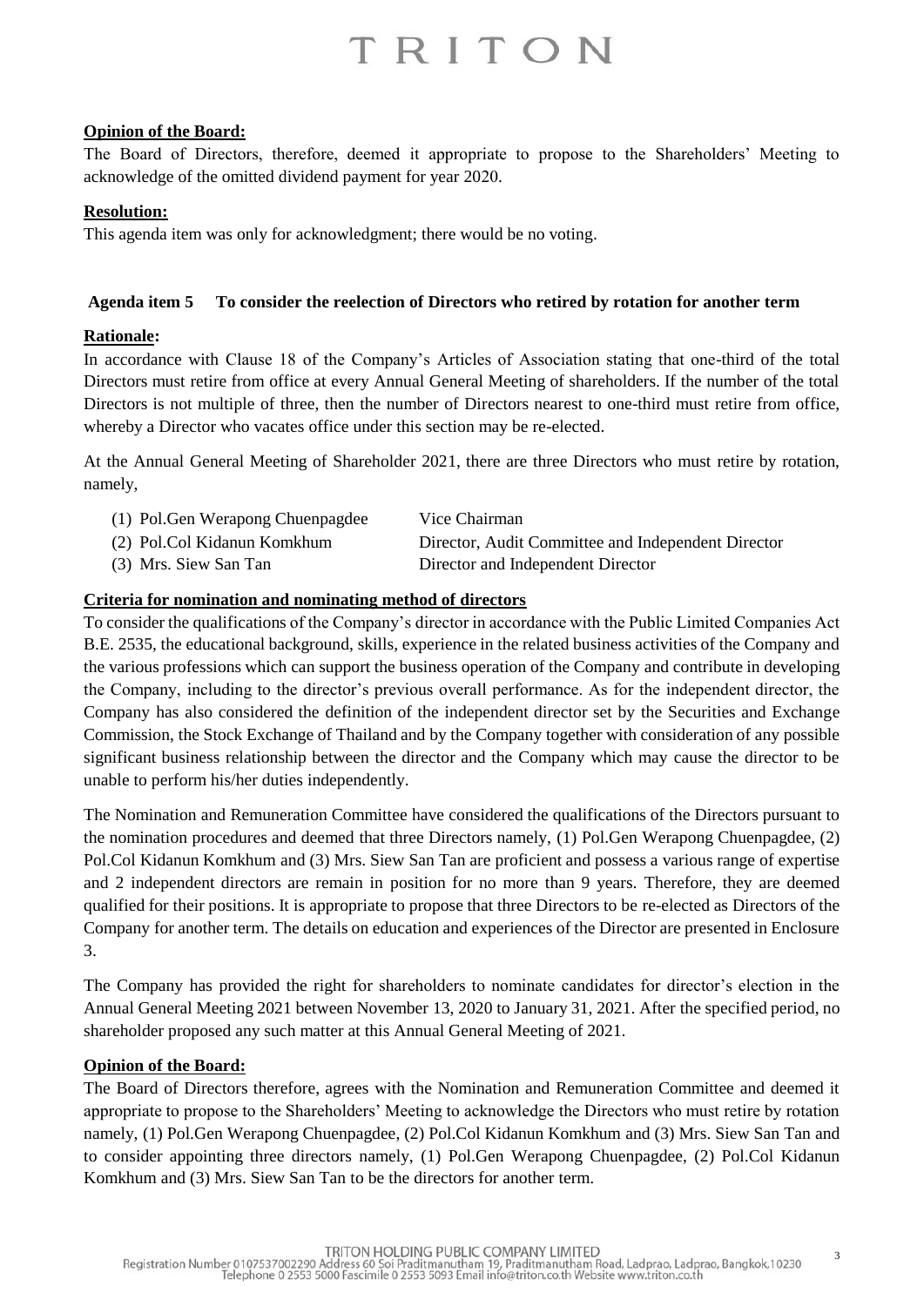**Opinion of the Board:**

The Board of Directors, therefore, deemed it appropriate to propose to the Shareholders' Meeting to acknowledge of the omitted dividend payment for year 2020.

**Resolution:**

This agenda item was only for acknowledgment; there would be no voting.

**Agenda item 5 To consider the reelection of Directors who retired by rotation for another term**

**Rationale:**

In accordance with Clause 18 of the Company's Articles of Association stating that one-third of the total Directors must retire from office at every Annual General Meeting of shareholders. If the number of the total Directors is not multiple of three, then the number of Directors nearest to one-third must retire from office, whereby a Director who vacates office under this section may be re-elected.

At the Annual General Meeting of Shareholder 2021, there are three Directors who must retire by rotation, namely,

| | |
|---|---|
| (1) Pol.Gen Werapong Chuenpagdee | Vice Chairman |
| (2) Pol.Col Kidanun Komkhum | Director, Audit Committee and Independent Director |
| (3) Mrs. Siew San Tan | Director and Independent Director |

**Criteria for nomination and nominating method of directors**

To consider the qualifications of the Company's director in accordance with the Public Limited Companies Act B.E. 2535, the educational background, skills, experience in the related business activities of the Company and the various professions which can support the business operation of the Company and contribute in developing the Company, including to the director's previous overall performance. As for the independent director, the Company has also considered the definition of the independent director set by the Securities and Exchange Commission, the Stock Exchange of Thailand and by the Company together with consideration of any possible significant business relationship between the director and the Company which may cause the director to be unable to perform his/her duties independently.

The Nomination and Remuneration Committee have considered the qualifications of the Directors pursuant to the nomination procedures and deemed that three Directors namely, (1) Pol.Gen Werapong Chuenpagdee, (2) Pol.Col Kidanun Komkhum and (3) Mrs. Siew San Tan are proficient and possess a various range of expertise and 2 independent directors are remain in position for no more than 9 years. Therefore, they are deemed qualified for their positions. It is appropriate to propose that three Directors to be re-elected as Directors of the Company for another term. The details on education and experiences of the Director are presented in Enclosure 3.

The Company has provided the right for shareholders to nominate candidates for director's election in the Annual General Meeting 2021 between November 13, 2020 to January 31, 2021. After the specified period, no shareholder proposed any such matter at this Annual General Meeting of 2021.

**Opinion of the Board:**

The Board of Directors therefore, agrees with the Nomination and Remuneration Committee and deemed it appropriate to propose to the Shareholders' Meeting to acknowledge the Directors who must retire by rotation namely, (1) Pol.Gen Werapong Chuenpagdee, (2) Pol.Col Kidanun Komkhum and (3) Mrs. Siew San Tan and to consider appointing three directors namely, (1) Pol.Gen Werapong Chuenpagdee, (2) Pol.Col Kidanun Komkhum and (3) Mrs. Siew San Tan to be the directors for another term.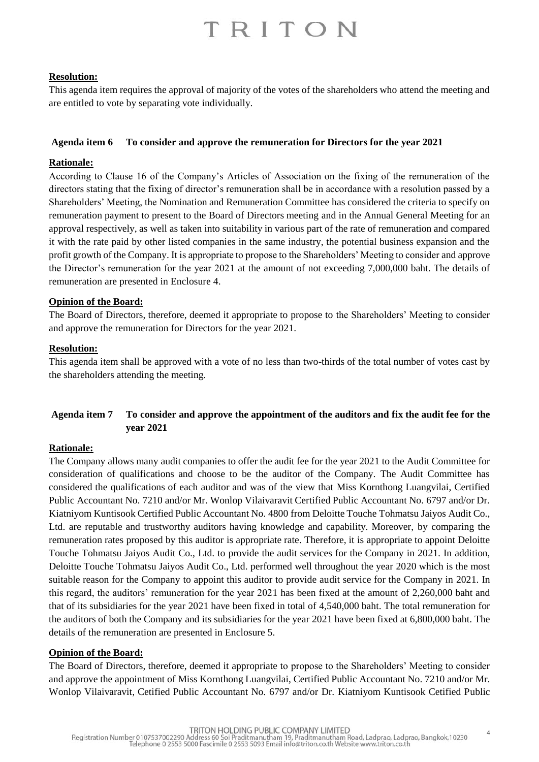**Resolution:**

This agenda item requires the approval of majority of the votes of the shareholders who attend the meeting and are entitled to vote by separating vote individually.

### Agenda item 6 To consider and approve the remuneration for Directors for the year 2021

**Rationale:**

According to Clause 16 of the Company's Articles of Association on the fixing of the remuneration of the directors stating that the fixing of director's remuneration shall be in accordance with a resolution passed by a Shareholders' Meeting, the Nomination and Remuneration Committee has considered the criteria to specify on remuneration payment to present to the Board of Directors meeting and in the Annual General Meeting for an approval respectively, as well as taken into suitability in various part of the rate of remuneration and compared it with the rate paid by other listed companies in the same industry, the potential business expansion and the profit growth of the Company. It is appropriate to propose to the Shareholders' Meeting to consider and approve the Director's remuneration for the year 2021 at the amount of not exceeding 7,000,000 baht. The details of remuneration are presented in Enclosure 4.

**Opinion of the Board:**

The Board of Directors, therefore, deemed it appropriate to propose to the Shareholders' Meeting to consider and approve the remuneration for Directors for the year 2021.

**Resolution:**

This agenda item shall be approved with a vote of no less than two-thirds of the total number of votes cast by the shareholders attending the meeting.

### Agenda item 7 To consider and approve the appointment of the auditors and fix the audit fee for the year 2021

**Rationale:**

The Company allows many audit companies to offer the audit fee for the year 2021 to the Audit Committee for consideration of qualifications and choose to be the auditor of the Company. The Audit Committee has considered the qualifications of each auditor and was of the view that Miss Kornthong Luangvilai, Certified Public Accountant No. 7210 and/or Mr. Wonlop Vilaivaravit Certified Public Accountant No. 6797 and/or Dr. Kiatniyom Kuntisook Certified Public Accountant No. 4800 from Deloitte Touche Tohmatsu Jaiyos Audit Co., Ltd. are reputable and trustworthy auditors having knowledge and capability. Moreover, by comparing the remuneration rates proposed by this auditor is appropriate rate. Therefore, it is appropriate to appoint Deloitte Touche Tohmatsu Jaiyos Audit Co., Ltd. to provide the audit services for the Company in 2021. In addition, Deloitte Touche Tohmatsu Jaiyos Audit Co., Ltd. performed well throughout the year 2020 which is the most suitable reason for the Company to appoint this auditor to provide audit service for the Company in 2021. In this regard, the auditors' remuneration for the year 2021 has been fixed at the amount of 2,260,000 baht and that of its subsidiaries for the year 2021 have been fixed in total of 4,540,000 baht. The total remuneration for the auditors of both the Company and its subsidiaries for the year 2021 have been fixed at 6,800,000 baht. The details of the remuneration are presented in Enclosure 5.

**Opinion of the Board:**

The Board of Directors, therefore, deemed it appropriate to propose to the Shareholders' Meeting to consider and approve the appointment of Miss Kornthong Luangvilai, Certified Public Accountant No. 7210 and/or Mr. Wonlop Vilaivaravit, Certified Public Accountant No. 6797 and/or Dr. Kiatniyom Kuntisook Certified Public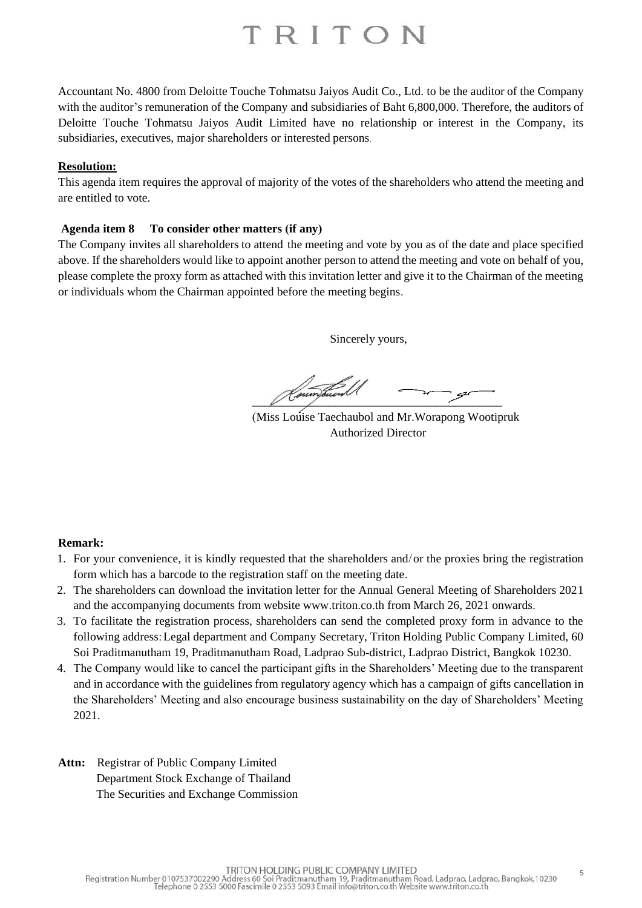Accountant No. 4800 from Deloitte Touche Tohmatsu Jaiyos Audit Co., Ltd. to be the auditor of the Company with the auditor's remuneration of the Company and subsidiaries of Baht 6,800,000. Therefore, the auditors of Deloitte Touche Tohmatsu Jaiyos Audit Limited have no relationship or interest in the Company, its subsidiaries, executives, major shareholders or interested persons.

**Resolution:**

This agenda item requires the approval of majority of the votes of the shareholders who attend the meeting and are entitled to vote.

**Agenda item 8 To consider other matters (if any)**

The Company invites all shareholders to attend the meeting and vote by you as of the date and place specified above. If the shareholders would like to appoint another person to attend the meeting and vote on behalf of you, please complete the proxy form as attached with this invitation letter and give it to the Chairman of the meeting or individuals whom the Chairman appointed before the meeting begins.

Sincerely yours,

(Miss Louise Taechaubol and Mr.Worapong Wootipruk

Authorized Director

**Remark:**

1. For your convenience, it is kindly requested that the shareholders and/or the proxies bring the registration form which has a barcode to the registration staff on the meeting date.
2. The shareholders can download the invitation letter for the Annual General Meeting of Shareholders 2021 and the accompanying documents from website www.triton.co.th from March 26, 2021 onwards.
3. To facilitate the registration process, shareholders can send the completed proxy form in advance to the following address: Legal department and Company Secretary, Triton Holding Public Company Limited, 60 Soi Praditmanutham 19, Praditmanutham Road, Ladprao Sub-district, Ladprao District, Bangkok 10230.
4. The Company would like to cancel the participant gifts in the Shareholders' Meeting due to the transparent and in accordance with the guidelines from regulatory agency which has a campaign of gifts cancellation in the Shareholders' Meeting and also encourage business sustainability on the day of Shareholders' Meeting 2021.

**Attn:** Registrar of Public Company Limited
Department Stock Exchange of Thailand
The Securities and Exchange Commission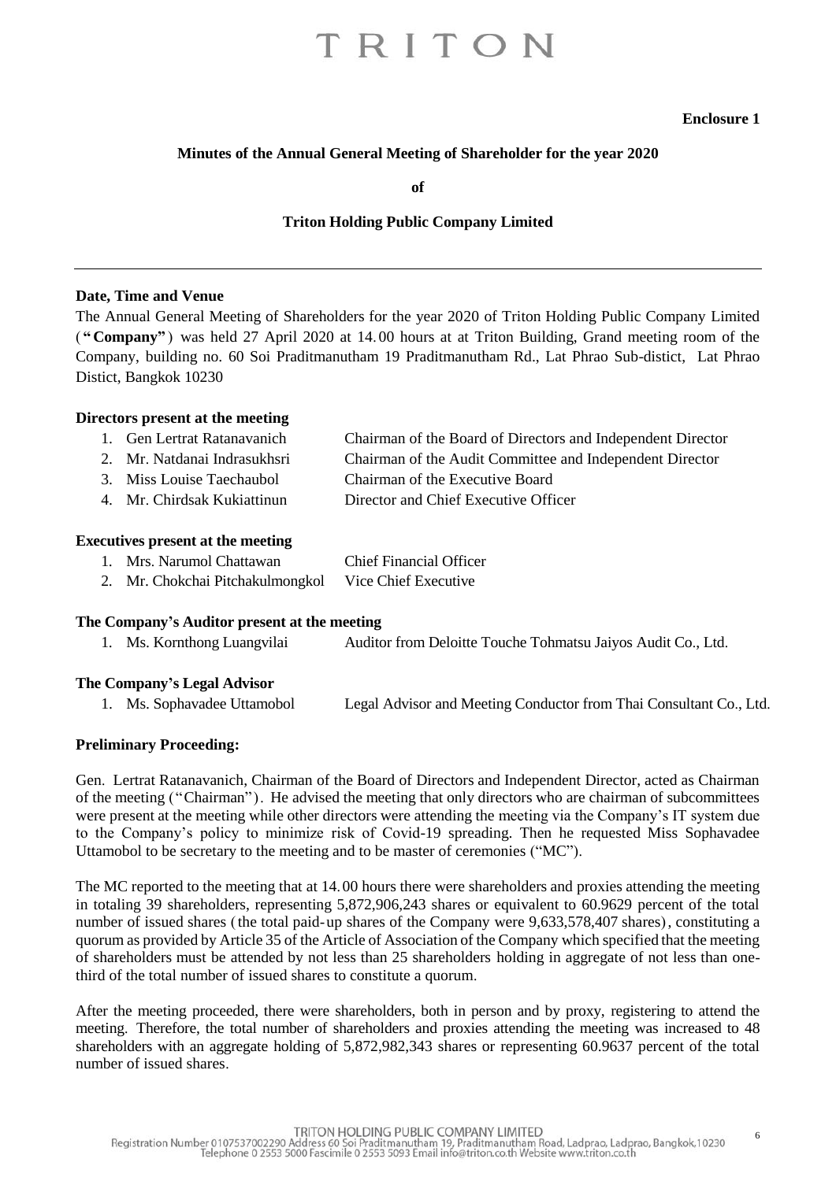**Enclosure 1**

**Minutes of the Annual General Meeting of Shareholder for the year 2020**

**of**

**Triton Holding Public Company Limited**

---

**Date, Time and Venue**

The Annual General Meeting of Shareholders for the year 2020 of Triton Holding Public Company Limited (**"Company"**) was held 27 April 2020 at 14.00 hours at at Triton Building, Grand meeting room of the Company, building no. 60 Soi Praditmanutham 19 Praditmanutham Rd., Lat Phrao Sub-distict, Lat Phrao Distict, Bangkok 10230

**Directors present at the meeting**

| | |
|---|---|
| 1. Gen Lertrat Ratanavanich | Chairman of the Board of Directors and Independent Director |
| 2. Mr. Natdanai Indrasukhsri | Chairman of the Audit Committee and Independent Director |
| 3. Miss Louise Taechaubol | Chairman of the Executive Board |
| 4. Mr. Chirdsak Kukiattinun | Director and Chief Executive Officer |

**Executives present at the meeting**

| | |
|---|---|
| 1. Mrs. Narumol Chattawan | Chief Financial Officer |
| 2. Mr. Chokchai Pitchakulmongkol | Vice Chief Executive |

**The Company's Auditor present at the meeting**

| | |
|---|---|
| 1. Ms. Kornthong Luangvilai | Auditor from Deloitte Touche Tohmatsu Jaiyos Audit Co., Ltd. |

**The Company's Legal Advisor**

| | |
|---|---|
| 1. Ms. Sophavadee Uttamobol | Legal Advisor and Meeting Conductor from Thai Consultant Co., Ltd. |

**Preliminary Proceeding:**

Gen. Lertrat Ratanavanich, Chairman of the Board of Directors and Independent Director, acted as Chairman of the meeting ("Chairman"). He advised the meeting that only directors who are chairman of subcommittees were present at the meeting while other directors were attending the meeting via the Company's IT system due to the Company's policy to minimize risk of Covid-19 spreading. Then he requested Miss Sophavadee Uttamobol to be secretary to the meeting and to be master of ceremonies ("MC").

The MC reported to the meeting that at 14.00 hours there were shareholders and proxies attending the meeting in totaling 39 shareholders, representing 5,872,906,243 shares or equivalent to 60.9629 percent of the total number of issued shares (the total paid-up shares of the Company were 9,633,578,407 shares), constituting a quorum as provided by Article 35 of the Article of Association of the Company which specified that the meeting of shareholders must be attended by not less than 25 shareholders holding in aggregate of not less than one-third of the total number of issued shares to constitute a quorum.

After the meeting proceeded, there were shareholders, both in person and by proxy, registering to attend the meeting. Therefore, the total number of shareholders and proxies attending the meeting was increased to 48 shareholders with an aggregate holding of 5,872,982,343 shares or representing 60.9637 percent of the total number of issued shares.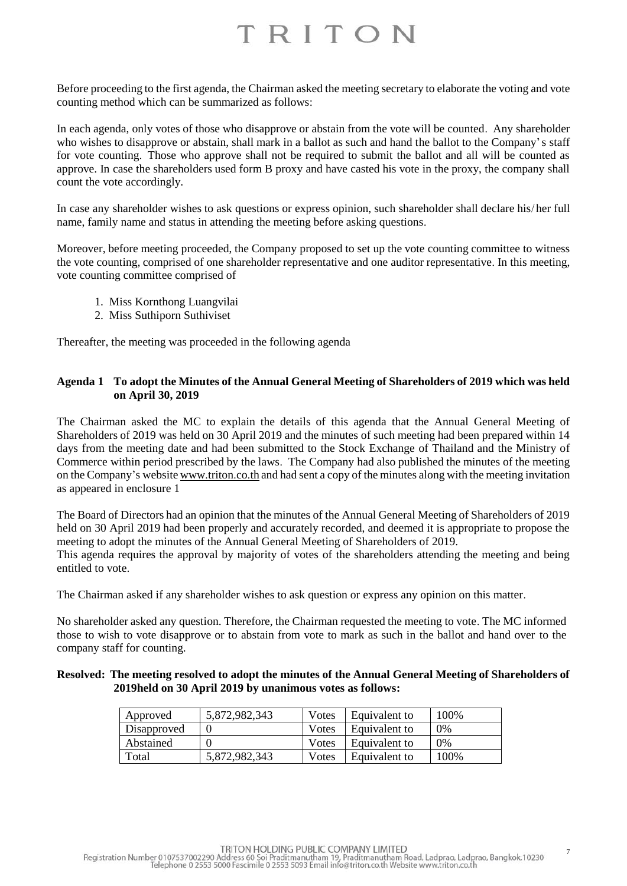Before proceeding to the first agenda, the Chairman asked the meeting secretary to elaborate the voting and vote counting method which can be summarized as follows:

In each agenda, only votes of those who disapprove or abstain from the vote will be counted. Any shareholder who wishes to disapprove or abstain, shall mark in a ballot as such and hand the ballot to the Company's staff for vote counting. Those who approve shall not be required to submit the ballot and all will be counted as approve. In case the shareholders used form B proxy and have casted his vote in the proxy, the company shall count the vote accordingly.

In case any shareholder wishes to ask questions or express opinion, such shareholder shall declare his/her full name, family name and status in attending the meeting before asking questions.

Moreover, before meeting proceeded, the Company proposed to set up the vote counting committee to witness the vote counting, comprised of one shareholder representative and one auditor representative. In this meeting, vote counting committee comprised of

1. Miss Kornthong Luangvilai
2. Miss Suthiporn Suthiviset

Thereafter, the meeting was proceeded in the following agenda

**Agenda 1 To adopt the Minutes of the Annual General Meeting of Shareholders of 2019 which was held on April 30, 2019**

The Chairman asked the MC to explain the details of this agenda that the Annual General Meeting of Shareholders of 2019 was held on 30 April 2019 and the minutes of such meeting had been prepared within 14 days from the meeting date and had been submitted to the Stock Exchange of Thailand and the Ministry of Commerce within period prescribed by the laws. The Company had also published the minutes of the meeting on the Company's website www.triton.co.th and had sent a copy of the minutes along with the meeting invitation as appeared in enclosure 1

The Board of Directors had an opinion that the minutes of the Annual General Meeting of Shareholders of 2019 held on 30 April 2019 had been properly and accurately recorded, and deemed it is appropriate to propose the meeting to adopt the minutes of the Annual General Meeting of Shareholders of 2019.
This agenda requires the approval by majority of votes of the shareholders attending the meeting and being entitled to vote.

The Chairman asked if any shareholder wishes to ask question or express any opinion on this matter.

No shareholder asked any question. Therefore, the Chairman requested the meeting to vote. The MC informed those to wish to vote disapprove or to abstain from vote to mark as such in the ballot and hand over to the company staff for counting.

**Resolved: The meeting resolved to adopt the minutes of the Annual General Meeting of Shareholders of 2019held on 30 April 2019 by unanimous votes as follows:**

| Approved | 5,872,982,343 | Votes | Equivalent to | 100% |
|---|---|---|---|---|
| Disapproved | 0 | Votes | Equivalent to | 0% |
| Abstained | 0 | Votes | Equivalent to | 0% |
| Total | 5,872,982,343 | Votes | Equivalent to | 100% |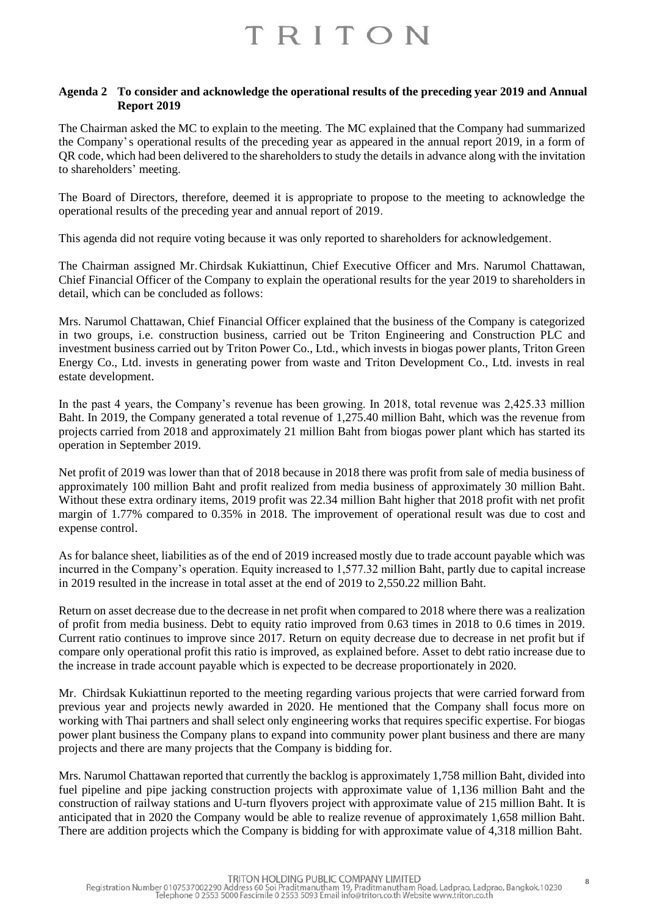**Agenda 2 To consider and acknowledge the operational results of the preceding year 2019 and Annual Report 2019**

The Chairman asked the MC to explain to the meeting. The MC explained that the Company had summarized the Company's operational results of the preceding year as appeared in the annual report 2019, in a form of QR code, which had been delivered to the shareholders to study the details in advance along with the invitation to shareholders' meeting.

The Board of Directors, therefore, deemed it is appropriate to propose to the meeting to acknowledge the operational results of the preceding year and annual report of 2019.

This agenda did not require voting because it was only reported to shareholders for acknowledgement.

The Chairman assigned Mr. Chirdsak Kukiattinun, Chief Executive Officer and Mrs. Narumol Chattawan, Chief Financial Officer of the Company to explain the operational results for the year 2019 to shareholders in detail, which can be concluded as follows:

Mrs. Narumol Chattawan, Chief Financial Officer explained that the business of the Company is categorized in two groups, i.e. construction business, carried out be Triton Engineering and Construction PLC and investment business carried out by Triton Power Co., Ltd., which invests in biogas power plants, Triton Green Energy Co., Ltd. invests in generating power from waste and Triton Development Co., Ltd. invests in real estate development.

In the past 4 years, the Company's revenue has been growing. In 2018, total revenue was 2,425.33 million Baht. In 2019, the Company generated a total revenue of 1,275.40 million Baht, which was the revenue from projects carried from 2018 and approximately 21 million Baht from biogas power plant which has started its operation in September 2019.

Net profit of 2019 was lower than that of 2018 because in 2018 there was profit from sale of media business of approximately 100 million Baht and profit realized from media business of approximately 30 million Baht. Without these extra ordinary items, 2019 profit was 22.34 million Baht higher that 2018 profit with net profit margin of 1.77% compared to 0.35% in 2018. The improvement of operational result was due to cost and expense control.

As for balance sheet, liabilities as of the end of 2019 increased mostly due to trade account payable which was incurred in the Company's operation. Equity increased to 1,577.32 million Baht, partly due to capital increase in 2019 resulted in the increase in total asset at the end of 2019 to 2,550.22 million Baht.

Return on asset decrease due to the decrease in net profit when compared to 2018 where there was a realization of profit from media business. Debt to equity ratio improved from 0.63 times in 2018 to 0.6 times in 2019. Current ratio continues to improve since 2017. Return on equity decrease due to decrease in net profit but if compare only operational profit this ratio is improved, as explained before. Asset to debt ratio increase due to the increase in trade account payable which is expected to be decrease proportionately in 2020.

Mr. Chirdsak Kukiattinun reported to the meeting regarding various projects that were carried forward from previous year and projects newly awarded in 2020. He mentioned that the Company shall focus more on working with Thai partners and shall select only engineering works that requires specific expertise. For biogas power plant business the Company plans to expand into community power plant business and there are many projects and there are many projects that the Company is bidding for.

Mrs. Narumol Chattawan reported that currently the backlog is approximately 1,758 million Baht, divided into fuel pipeline and pipe jacking construction projects with approximate value of 1,136 million Baht and the construction of railway stations and U-turn flyovers project with approximate value of 215 million Baht. It is anticipated that in 2020 the Company would be able to realize revenue of approximately 1,658 million Baht. There are addition projects which the Company is bidding for with approximate value of 4,318 million Baht.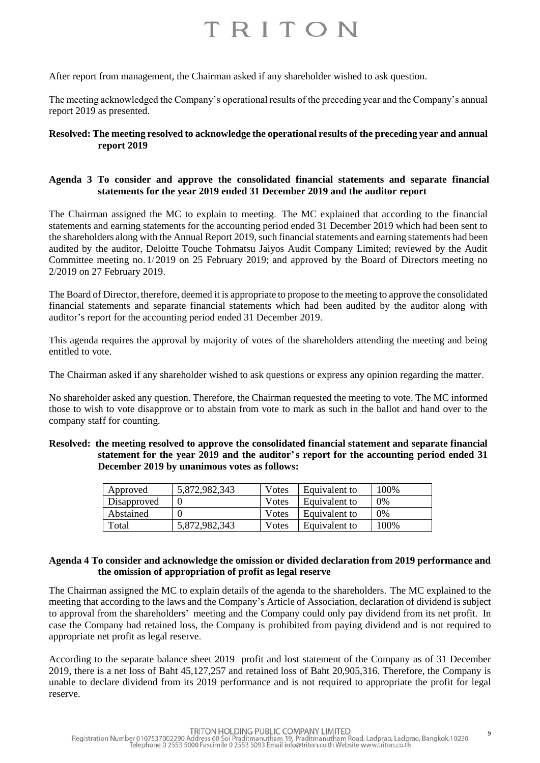After report from management, the Chairman asked if any shareholder wished to ask question.

The meeting acknowledged the Company's operational results of the preceding year and the Company's annual report 2019 as presented.

**Resolved: The meeting resolved to acknowledge the operational results of the preceding year and annual report 2019**

**Agenda 3 To consider and approve the consolidated financial statements and separate financial statements for the year 2019 ended 31 December 2019 and the auditor report**

The Chairman assigned the MC to explain to meeting. The MC explained that according to the financial statements and earning statements for the accounting period ended 31 December 2019 which had been sent to the shareholders along with the Annual Report 2019, such financial statements and earning statements had been audited by the auditor, Deloitte Touche Tohmatsu Jaiyos Audit Company Limited; reviewed by the Audit Committee meeting no. 1/2019 on 25 February 2019; and approved by the Board of Directors meeting no 2/2019 on 27 February 2019.

The Board of Director, therefore, deemed it is appropriate to propose to the meeting to approve the consolidated financial statements and separate financial statements which had been audited by the auditor along with auditor's report for the accounting period ended 31 December 2019.

This agenda requires the approval by majority of votes of the shareholders attending the meeting and being entitled to vote.

The Chairman asked if any shareholder wished to ask questions or express any opinion regarding the matter.

No shareholder asked any question. Therefore, the Chairman requested the meeting to vote. The MC informed those to wish to vote disapprove or to abstain from vote to mark as such in the ballot and hand over to the company staff for counting.

**Resolved: the meeting resolved to approve the consolidated financial statement and separate financial statement for the year 2019 and the auditor's report for the accounting period ended 31 December 2019 by unanimous votes as follows:**

| Approved | 5,872,982,343 | Votes | Equivalent to | 100% |
|---|---|---|---|---|
| Disapproved | 0 | Votes | Equivalent to | 0% |
| Abstained | 0 | Votes | Equivalent to | 0% |
| Total | 5,872,982,343 | Votes | Equivalent to | 100% |

**Agenda 4 To consider and acknowledge the omission or divided declaration from 2019 performance and the omission of appropriation of profit as legal reserve**

The Chairman assigned the MC to explain details of the agenda to the shareholders. The MC explained to the meeting that according to the laws and the Company's Article of Association, declaration of dividend is subject to approval from the shareholders' meeting and the Company could only pay dividend from its net profit. In case the Company had retained loss, the Company is prohibited from paying dividend and is not required to appropriate net profit as legal reserve.

According to the separate balance sheet 2019 profit and lost statement of the Company as of 31 December 2019, there is a net loss of Baht 45,127,257 and retained loss of Baht 20,905,316. Therefore, the Company is unable to declare dividend from its 2019 performance and is not required to appropriate the profit for legal reserve.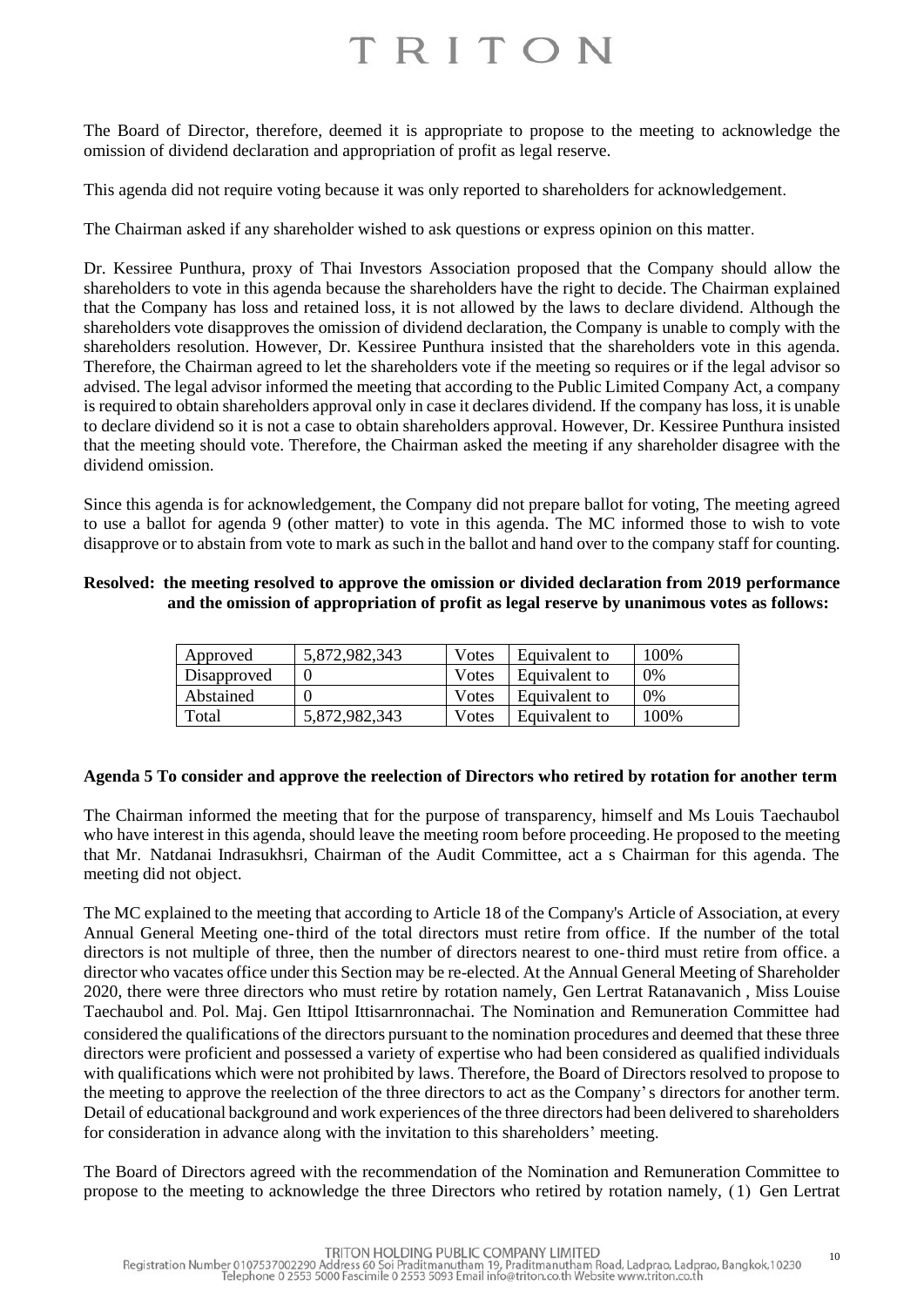The Board of Director, therefore, deemed it is appropriate to propose to the meeting to acknowledge the omission of dividend declaration and appropriation of profit as legal reserve.

This agenda did not require voting because it was only reported to shareholders for acknowledgement.

The Chairman asked if any shareholder wished to ask questions or express opinion on this matter.

Dr. Kessiree Punthura, proxy of Thai Investors Association proposed that the Company should allow the shareholders to vote in this agenda because the shareholders have the right to decide. The Chairman explained that the Company has loss and retained loss, it is not allowed by the laws to declare dividend. Although the shareholders vote disapproves the omission of dividend declaration, the Company is unable to comply with the shareholders resolution. However, Dr. Kessiree Punthura insisted that the shareholders vote in this agenda. Therefore, the Chairman agreed to let the shareholders vote if the meeting so requires or if the legal advisor so advised. The legal advisor informed the meeting that according to the Public Limited Company Act, a company is required to obtain shareholders approval only in case it declares dividend. If the company has loss, it is unable to declare dividend so it is not a case to obtain shareholders approval. However, Dr. Kessiree Punthura insisted that the meeting should vote. Therefore, the Chairman asked the meeting if any shareholder disagree with the dividend omission.

Since this agenda is for acknowledgement, the Company did not prepare ballot for voting, The meeting agreed to use a ballot for agenda 9 (other matter) to vote in this agenda. The MC informed those to wish to vote disapprove or to abstain from vote to mark as such in the ballot and hand over to the company staff for counting.

**Resolved: the meeting resolved to approve the omission or divided declaration from 2019 performance and the omission of appropriation of profit as legal reserve by unanimous votes as follows:**

| Approved | 5,872,982,343 | Votes | Equivalent to | 100% |
|---|---|---|---|---|
| Disapproved | 0 | Votes | Equivalent to | 0% |
| Abstained | 0 | Votes | Equivalent to | 0% |
| Total | 5,872,982,343 | Votes | Equivalent to | 100% |

**Agenda 5 To consider and approve the reelection of Directors who retired by rotation for another term**

The Chairman informed the meeting that for the purpose of transparency, himself and Ms Louis Taechaubol who have interest in this agenda, should leave the meeting room before proceeding. He proposed to the meeting that Mr. Natdanai Indrasukhsri, Chairman of the Audit Committee, act a s Chairman for this agenda. The meeting did not object.

The MC explained to the meeting that according to Article 18 of the Company's Article of Association, at every Annual General Meeting one-third of the total directors must retire from office. If the number of the total directors is not multiple of three, then the number of directors nearest to one-third must retire from office. a director who vacates office under this Section may be re-elected. At the Annual General Meeting of Shareholder 2020, there were three directors who must retire by rotation namely, Gen Lertrat Ratanavanich , Miss Louise Taechaubol and. Pol. Maj. Gen Ittipol Ittisarnronnachai. The Nomination and Remuneration Committee had considered the qualifications of the directors pursuant to the nomination procedures and deemed that these three directors were proficient and possessed a variety of expertise who had been considered as qualified individuals with qualifications which were not prohibited by laws. Therefore, the Board of Directors resolved to propose to the meeting to approve the reelection of the three directors to act as the Company's directors for another term. Detail of educational background and work experiences of the three directors had been delivered to shareholders for consideration in advance along with the invitation to this shareholders' meeting.

The Board of Directors agreed with the recommendation of the Nomination and Remuneration Committee to propose to the meeting to acknowledge the three Directors who retired by rotation namely, (1) Gen Lertrat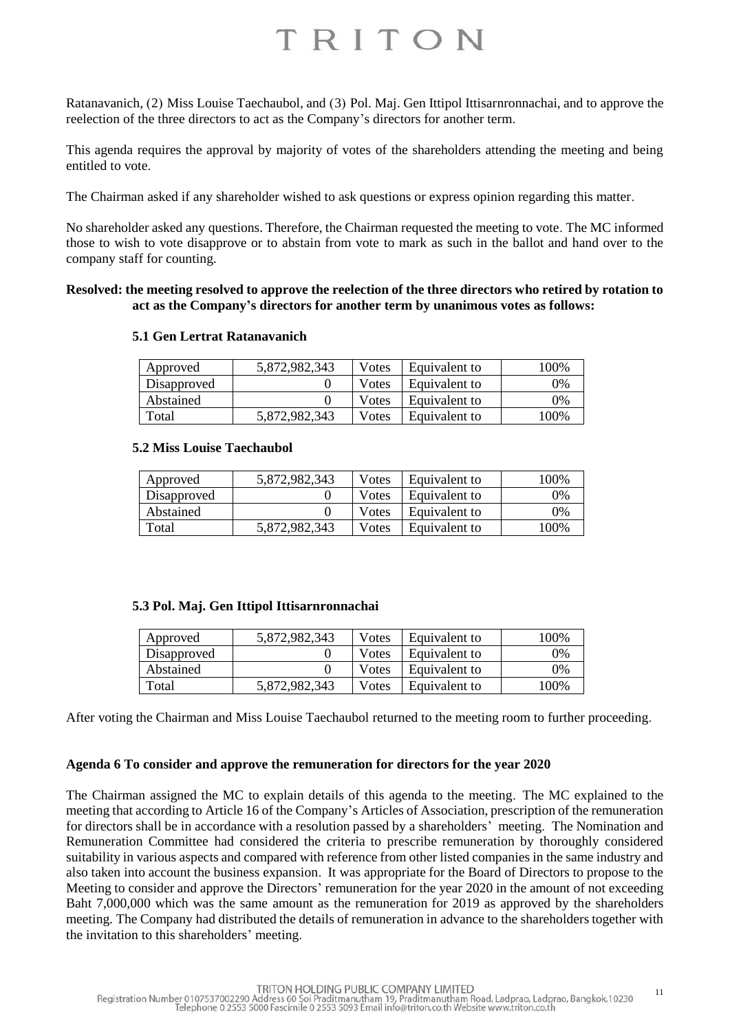Ratanavanich, (2) Miss Louise Taechaubol, and (3) Pol. Maj. Gen Ittipol Ittisarnronnachai, and to approve the reelection of the three directors to act as the Company's directors for another term.

This agenda requires the approval by majority of votes of the shareholders attending the meeting and being entitled to vote.

The Chairman asked if any shareholder wished to ask questions or express opinion regarding this matter.

No shareholder asked any questions. Therefore, the Chairman requested the meeting to vote. The MC informed those to wish to vote disapprove or to abstain from vote to mark as such in the ballot and hand over to the company staff for counting.

**Resolved: the meeting resolved to approve the reelection of the three directors who retired by rotation to act as the Company's directors for another term by unanimous votes as follows:**

**5.1 Gen Lertrat Ratanavanich**

| Approved | 5,872,982,343 | Votes | Equivalent to | 100% |
|---|---|---|---|---|
| Disapproved | 0 | Votes | Equivalent to | 0% |
| Abstained | 0 | Votes | Equivalent to | 0% |
| Total | 5,872,982,343 | Votes | Equivalent to | 100% |

**5.2 Miss Louise Taechaubol**

| Approved | 5,872,982,343 | Votes | Equivalent to | 100% |
|---|---|---|---|---|
| Disapproved | 0 | Votes | Equivalent to | 0% |
| Abstained | 0 | Votes | Equivalent to | 0% |
| Total | 5,872,982,343 | Votes | Equivalent to | 100% |

**5.3 Pol. Maj. Gen Ittipol Ittisarnronnachai**

| Approved | 5,872,982,343 | Votes | Equivalent to | 100% |
|---|---|---|---|---|
| Disapproved | 0 | Votes | Equivalent to | 0% |
| Abstained | 0 | Votes | Equivalent to | 0% |
| Total | 5,872,982,343 | Votes | Equivalent to | 100% |

After voting the Chairman and Miss Louise Taechaubol returned to the meeting room to further proceeding.

**Agenda 6 To consider and approve the remuneration for directors for the year 2020**

The Chairman assigned the MC to explain details of this agenda to the meeting. The MC explained to the meeting that according to Article 16 of the Company's Articles of Association, prescription of the remuneration for directors shall be in accordance with a resolution passed by a shareholders' meeting. The Nomination and Remuneration Committee had considered the criteria to prescribe remuneration by thoroughly considered suitability in various aspects and compared with reference from other listed companies in the same industry and also taken into account the business expansion. It was appropriate for the Board of Directors to propose to the Meeting to consider and approve the Directors' remuneration for the year 2020 in the amount of not exceeding Baht 7,000,000 which was the same amount as the remuneration for 2019 as approved by the shareholders meeting. The Company had distributed the details of remuneration in advance to the shareholders together with the invitation to this shareholders' meeting.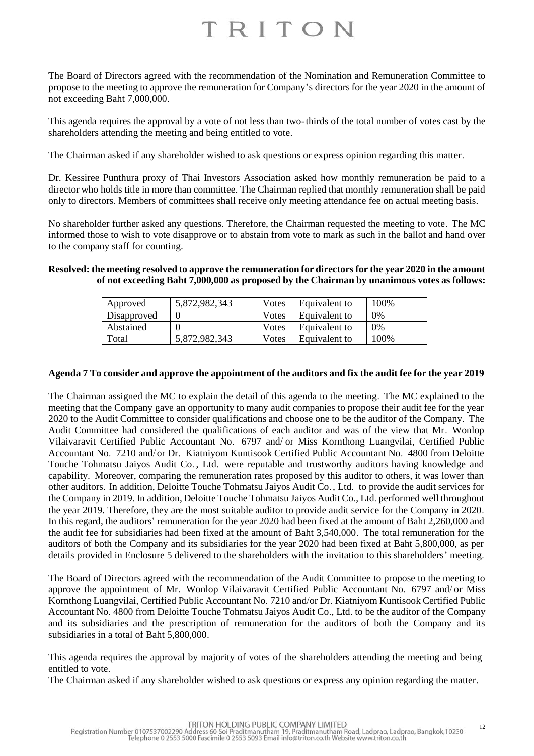The Board of Directors agreed with the recommendation of the Nomination and Remuneration Committee to propose to the meeting to approve the remuneration for Company's directors for the year 2020 in the amount of not exceeding Baht 7,000,000.

This agenda requires the approval by a vote of not less than two-thirds of the total number of votes cast by the shareholders attending the meeting and being entitled to vote.

The Chairman asked if any shareholder wished to ask questions or express opinion regarding this matter.

Dr. Kessiree Punthura proxy of Thai Investors Association asked how monthly remuneration be paid to a director who holds title in more than committee. The Chairman replied that monthly remuneration shall be paid only to directors. Members of committees shall receive only meeting attendance fee on actual meeting basis.

No shareholder further asked any questions. Therefore, the Chairman requested the meeting to vote. The MC informed those to wish to vote disapprove or to abstain from vote to mark as such in the ballot and hand over to the company staff for counting.

**Resolved: the meeting resolved to approve the remuneration for directors for the year 2020 in the amount of not exceeding Baht 7,000,000 as proposed by the Chairman by unanimous votes as follows:**

| Approved | 5,872,982,343 | Votes | Equivalent to | 100% |
|---|---|---|---|---|
| Disapproved | 0 | Votes | Equivalent to | 0% |
| Abstained | 0 | Votes | Equivalent to | 0% |
| Total | 5,872,982,343 | Votes | Equivalent to | 100% |

**Agenda 7 To consider and approve the appointment of the auditors and fix the audit fee for the year 2019**

The Chairman assigned the MC to explain the detail of this agenda to the meeting. The MC explained to the meeting that the Company gave an opportunity to many audit companies to propose their audit fee for the year 2020 to the Audit Committee to consider qualifications and choose one to be the auditor of the Company. The Audit Committee had considered the qualifications of each auditor and was of the view that Mr. Wonlop Vilaivaravit Certified Public Accountant No. 6797 and/or Miss Kornthong Luangvilai, Certified Public Accountant No. 7210 and/or Dr. Kiatniyom Kuntisook Certified Public Accountant No. 4800 from Deloitte Touche Tohmatsu Jaiyos Audit Co., Ltd. were reputable and trustworthy auditors having knowledge and capability. Moreover, comparing the remuneration rates proposed by this auditor to others, it was lower than other auditors. In addition, Deloitte Touche Tohmatsu Jaiyos Audit Co., Ltd. to provide the audit services for the Company in 2019. In addition, Deloitte Touche Tohmatsu Jaiyos Audit Co., Ltd. performed well throughout the year 2019. Therefore, they are the most suitable auditor to provide audit service for the Company in 2020. In this regard, the auditors' remuneration for the year 2020 had been fixed at the amount of Baht 2,260,000 and the audit fee for subsidiaries had been fixed at the amount of Baht 3,540,000. The total remuneration for the auditors of both the Company and its subsidiaries for the year 2020 had been fixed at Baht 5,800,000, as per details provided in Enclosure 5 delivered to the shareholders with the invitation to this shareholders' meeting.

The Board of Directors agreed with the recommendation of the Audit Committee to propose to the meeting to approve the appointment of Mr. Wonlop Vilaivaravit Certified Public Accountant No. 6797 and/or Miss Kornthong Luangvilai, Certified Public Accountant No. 7210 and/or Dr. Kiatniyom Kuntisook Certified Public Accountant No. 4800 from Deloitte Touche Tohmatsu Jaiyos Audit Co., Ltd. to be the auditor of the Company and its subsidiaries and the prescription of remuneration for the auditors of both the Company and its subsidiaries in a total of Baht 5,800,000.

This agenda requires the approval by majority of votes of the shareholders attending the meeting and being entitled to vote.

The Chairman asked if any shareholder wished to ask questions or express any opinion regarding the matter.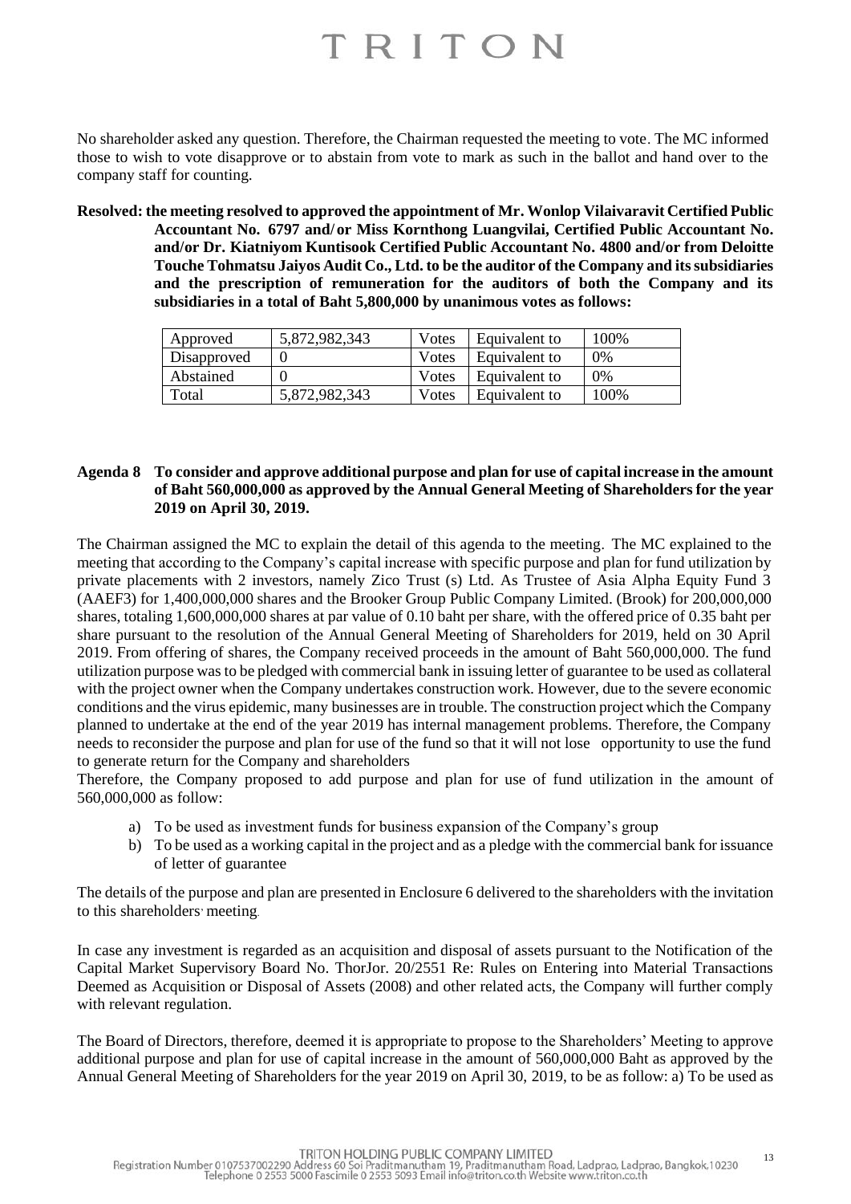No shareholder asked any question. Therefore, the Chairman requested the meeting to vote. The MC informed those to wish to vote disapprove or to abstain from vote to mark as such in the ballot and hand over to the company staff for counting.

**Resolved: the meeting resolved to approved the appointment of Mr. Wonlop Vilaivaravit Certified Public Accountant No. 6797 and/or Miss Kornthong Luangvilai, Certified Public Accountant No. and/or Dr. Kiatniyom Kuntisook Certified Public Accountant No. 4800 and/or from Deloitte Touche Tohmatsu Jaiyos Audit Co., Ltd. to be the auditor of the Company and its subsidiaries and the prescription of remuneration for the auditors of both the Company and its subsidiaries in a total of Baht 5,800,000 by unanimous votes as follows:**

| Approved | 5,872,982,343 | Votes | Equivalent to | 100% |
|---|---|---|---|---|
| Disapproved | 0 | Votes | Equivalent to | 0% |
| Abstained | 0 | Votes | Equivalent to | 0% |
| Total | 5,872,982,343 | Votes | Equivalent to | 100% |

**Agenda 8 To consider and approve additional purpose and plan for use of capital increase in the amount of Baht 560,000,000 as approved by the Annual General Meeting of Shareholders for the year 2019 on April 30, 2019.**

The Chairman assigned the MC to explain the detail of this agenda to the meeting. The MC explained to the meeting that according to the Company's capital increase with specific purpose and plan for fund utilization by private placements with 2 investors, namely Zico Trust (s) Ltd. As Trustee of Asia Alpha Equity Fund 3 (AAEF3) for 1,400,000,000 shares and the Brooker Group Public Company Limited. (Brook) for 200,000,000 shares, totaling 1,600,000,000 shares at par value of 0.10 baht per share, with the offered price of 0.35 baht per share pursuant to the resolution of the Annual General Meeting of Shareholders for 2019, held on 30 April 2019. From offering of shares, the Company received proceeds in the amount of Baht 560,000,000. The fund utilization purpose was to be pledged with commercial bank in issuing letter of guarantee to be used as collateral with the project owner when the Company undertakes construction work. However, due to the severe economic conditions and the virus epidemic, many businesses are in trouble. The construction project which the Company planned to undertake at the end of the year 2019 has internal management problems. Therefore, the Company needs to reconsider the purpose and plan for use of the fund so that it will not lose opportunity to use the fund to generate return for the Company and shareholders

Therefore, the Company proposed to add purpose and plan for use of fund utilization in the amount of 560,000,000 as follow:

a) To be used as investment funds for business expansion of the Company's group
b) To be used as a working capital in the project and as a pledge with the commercial bank for issuance of letter of guarantee

The details of the purpose and plan are presented in Enclosure 6 delivered to the shareholders with the invitation to this shareholders' meeting.

In case any investment is regarded as an acquisition and disposal of assets pursuant to the Notification of the Capital Market Supervisory Board No. ThorJor. 20/2551 Re: Rules on Entering into Material Transactions Deemed as Acquisition or Disposal of Assets (2008) and other related acts, the Company will further comply with relevant regulation.

The Board of Directors, therefore, deemed it is appropriate to propose to the Shareholders' Meeting to approve additional purpose and plan for use of capital increase in the amount of 560,000,000 Baht as approved by the Annual General Meeting of Shareholders for the year 2019 on April 30, 2019, to be as follow: a) To be used as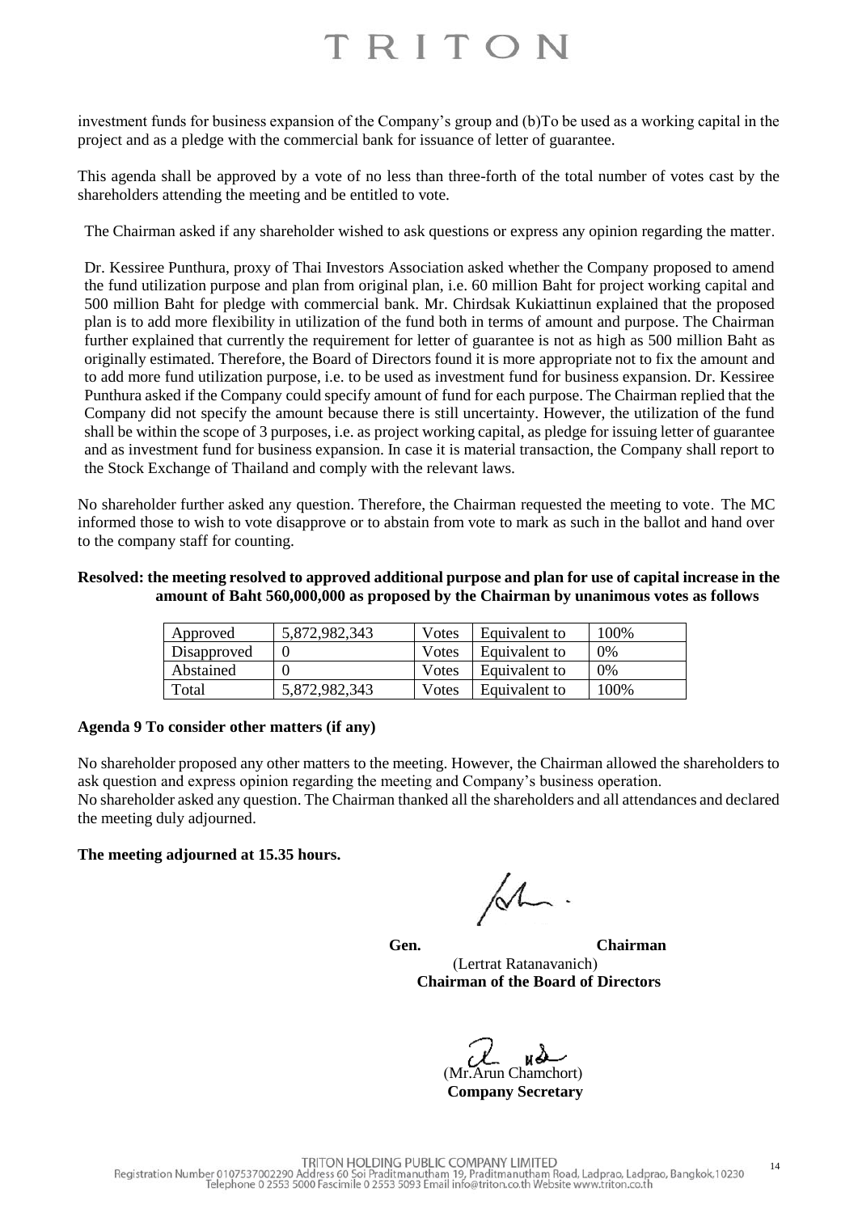investment funds for business expansion of the Company's group and (b)To be used as a working capital in the project and as a pledge with the commercial bank for issuance of letter of guarantee.

This agenda shall be approved by a vote of no less than three-forth of the total number of votes cast by the shareholders attending the meeting and be entitled to vote.

The Chairman asked if any shareholder wished to ask questions or express any opinion regarding the matter.

Dr. Kessiree Punthura, proxy of Thai Investors Association asked whether the Company proposed to amend the fund utilization purpose and plan from original plan, i.e. 60 million Baht for project working capital and 500 million Baht for pledge with commercial bank. Mr. Chirdsak Kukiattinun explained that the proposed plan is to add more flexibility in utilization of the fund both in terms of amount and purpose. The Chairman further explained that currently the requirement for letter of guarantee is not as high as 500 million Baht as originally estimated. Therefore, the Board of Directors found it is more appropriate not to fix the amount and to add more fund utilization purpose, i.e. to be used as investment fund for business expansion. Dr. Kessiree Punthura asked if the Company could specify amount of fund for each purpose. The Chairman replied that the Company did not specify the amount because there is still uncertainty. However, the utilization of the fund shall be within the scope of 3 purposes, i.e. as project working capital, as pledge for issuing letter of guarantee and as investment fund for business expansion. In case it is material transaction, the Company shall report to the Stock Exchange of Thailand and comply with the relevant laws.

No shareholder further asked any question. Therefore, the Chairman requested the meeting to vote. The MC informed those to wish to vote disapprove or to abstain from vote to mark as such in the ballot and hand over to the company staff for counting.

**Resolved: the meeting resolved to approved additional purpose and plan for use of capital increase in the amount of Baht 560,000,000 as proposed by the Chairman by unanimous votes as follows**

| Approved | 5,872,982,343 | Votes | Equivalent to | 100% |
|---|---|---|---|---|
| Disapproved | 0 | Votes | Equivalent to | 0% |
| Abstained | 0 | Votes | Equivalent to | 0% |
| Total | 5,872,982,343 | Votes | Equivalent to | 100% |

**Agenda 9 To consider other matters (if any)**

No shareholder proposed any other matters to the meeting. However, the Chairman allowed the shareholders to ask question and express opinion regarding the meeting and Company's business operation.
No shareholder asked any question. The Chairman thanked all the shareholders and all attendances and declared the meeting duly adjourned.

**The meeting adjourned at 15.35 hours.**

**Gen.** **Chairman**
(Lertrat Ratanavanich)
**Chairman of the Board of Directors**

(Mr.Arun Chamchort)
**Company Secretary**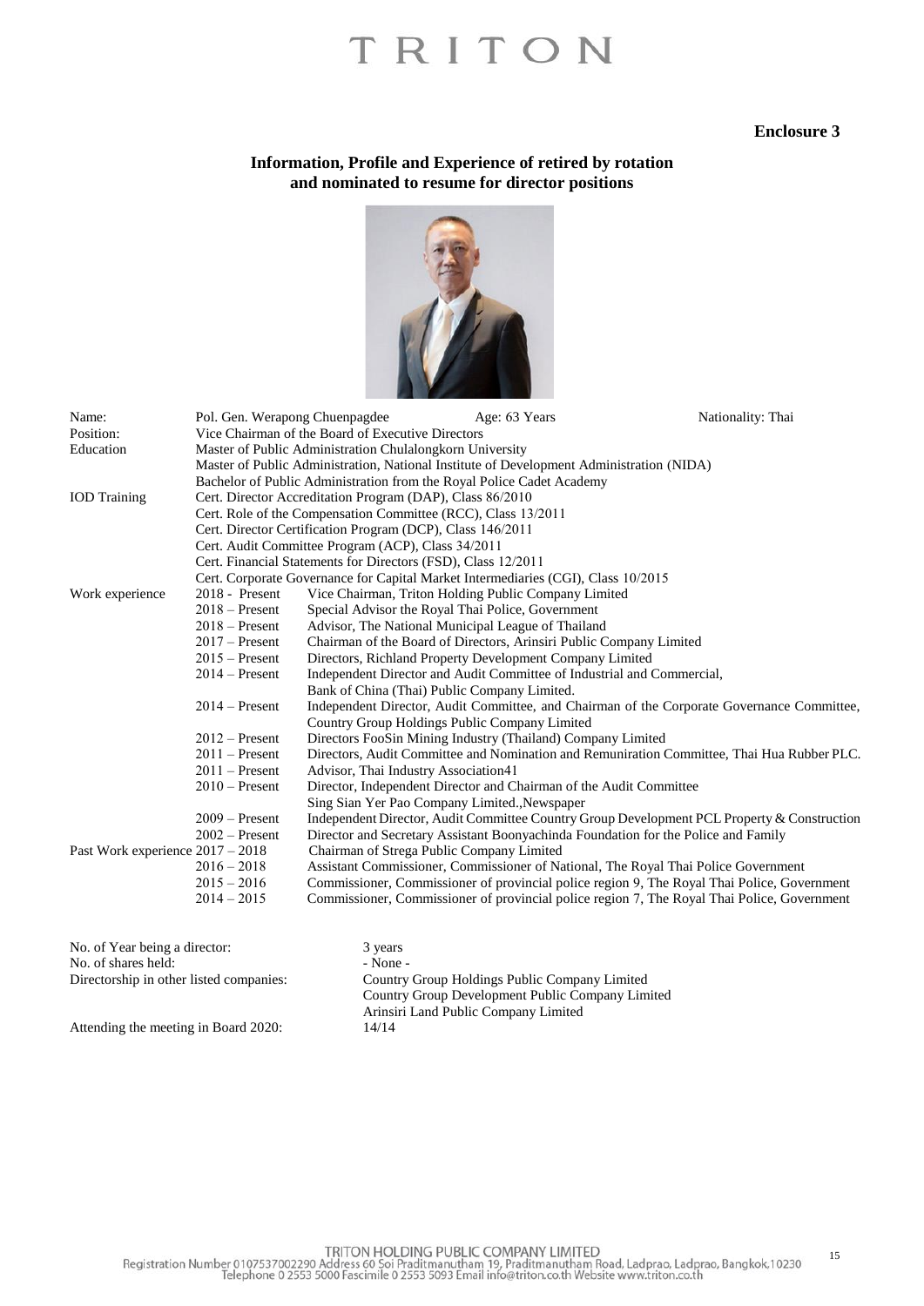**Enclosure 3**

## Information, Profile and Experience of retired by rotation and nominated to resume for director positions

| | | | |
|---|---|---|---|
| Name: | Pol. Gen. Werapong Chuenpagdee | Age: 63 Years | Nationality: Thai |
| Position: | Vice Chairman of the Board of Executive Directors | | |
| Education | Master of Public Administration Chulalongkorn University | | |
| | Master of Public Administration, National Institute of Development Administration (NIDA) | | |
| | Bachelor of Public Administration from the Royal Police Cadet Academy | | |
| IOD Training | Cert. Director Accreditation Program (DAP), Class 86/2010 | | |
| | Cert. Role of the Compensation Committee (RCC), Class 13/2011 | | |
| | Cert. Director Certification Program (DCP), Class 146/2011 | | |
| | Cert. Audit Committee Program (ACP), Class 34/2011 | | |
| | Cert. Financial Statements for Directors (FSD), Class 12/2011 | | |
| | Cert. Corporate Governance for Capital Market Intermediaries (CGI), Class 10/2015 | | |

| | | |
|---|---|---|
| Work experience | 2018 - Present | Vice Chairman, Triton Holding Public Company Limited |
| | 2018 – Present | Special Advisor the Royal Thai Police, Government |
| | 2018 – Present | Advisor, The National Municipal League of Thailand |
| | 2017 – Present | Chairman of the Board of Directors, Arinsiri Public Company Limited |
| | 2015 – Present | Directors, Richland Property Development Company Limited |
| | 2014 – Present | Independent Director and Audit Committee of Industrial and Commercial, Bank of China (Thai) Public Company Limited. |
| | 2014 – Present | Independent Director, Audit Committee, and Chairman of the Corporate Governance Committee, Country Group Holdings Public Company Limited |
| | 2012 – Present | Directors FooSin Mining Industry (Thailand) Company Limited |
| | 2011 – Present | Directors, Audit Committee and Nomination and Remuniration Committee, Thai Hua Rubber PLC. |
| | 2011 – Present | Advisor, Thai Industry Association41 |
| | 2010 – Present | Director, Independent Director and Chairman of the Audit Committee Sing Sian Yer Pao Company Limited.,Newspaper |
| | 2009 – Present | Independent Director, Audit Committee Country Group Development PCL Property & Construction |
| | 2002 – Present | Director and Secretary Assistant Boonyachinda Foundation for the Police and Family |
| Past Work experience | 2017 – 2018 | Chairman of Strega Public Company Limited |
| | 2016 – 2018 | Assistant Commissioner, Commissioner of National, The Royal Thai Police Government |
| | 2015 – 2016 | Commissioner, Commissioner of provincial police region 9, The Royal Thai Police, Government |
| | 2014 – 2015 | Commissioner, Commissioner of provincial police region 7, The Royal Thai Police, Government |

| | |
|---|---|
| No. of Year being a director: | 3 years |
| No. of shares held: | - None - |
| Directorship in other listed companies: | Country Group Holdings Public Company Limited<br>Country Group Development Public Company Limited<br>Arinsiri Land Public Company Limited |
| Attending the meeting in Board 2020: | 14/14 |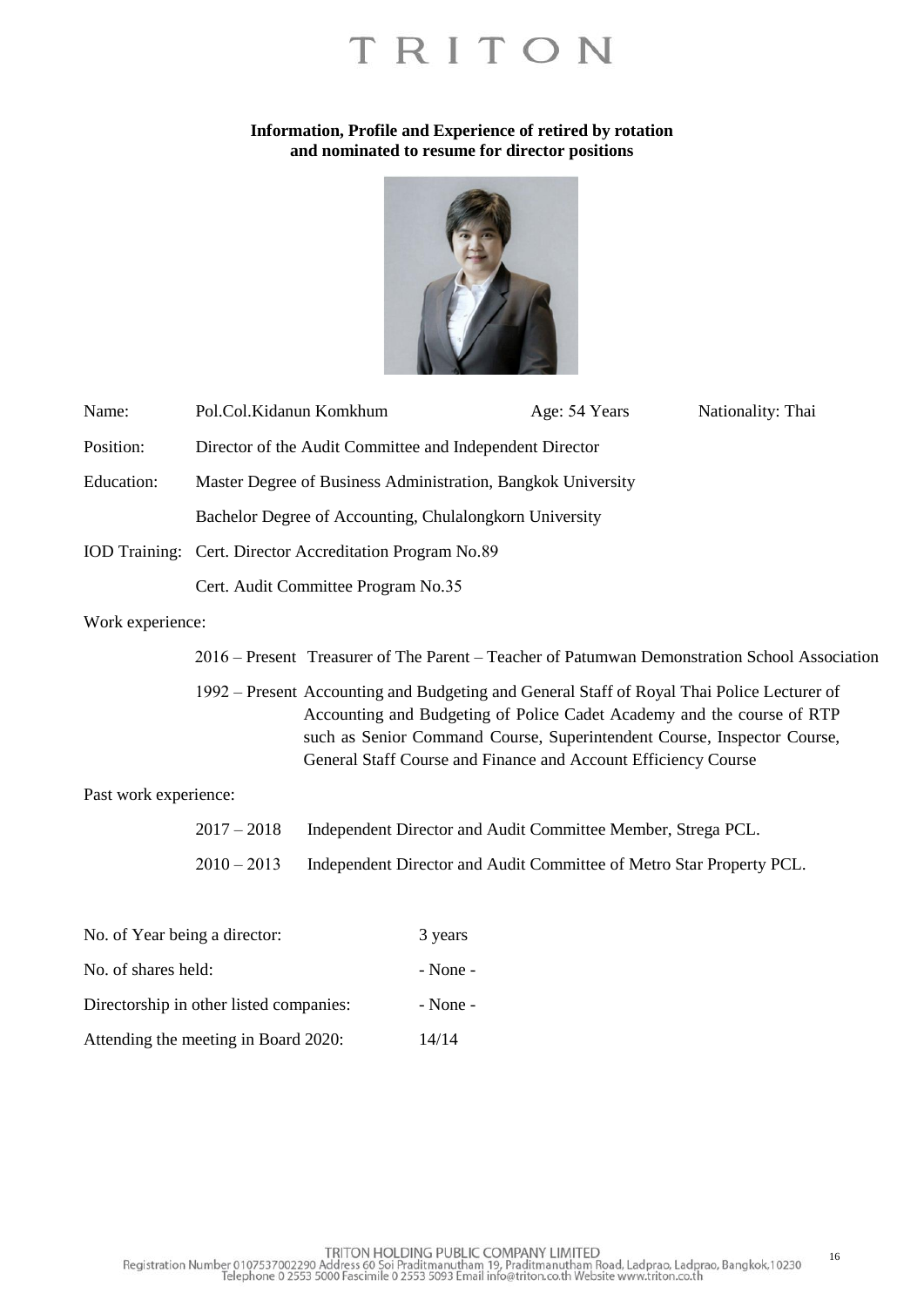# TRITON

**Information, Profile and Experience of retired by rotation and nominated to resume for director positions**

| | | | |
|---|---|---|---|
| Name: | Pol.Col.Kidanun Komkhum | Age: 54 Years | Nationality: Thai |
| Position: | Director of the Audit Committee and Independent Director | | |
| Education: | Master Degree of Business Administration, Bangkok University | | |
| | Bachelor Degree of Accounting, Chulalongkorn University | | |
| IOD Training: | Cert. Director Accreditation Program No.89 | | |
| | Cert. Audit Committee Program No.35 | | |

Work experience:

- 2016 – Present Treasurer of The Parent – Teacher of Patumwan Demonstration School Association
- 1992 – Present Accounting and Budgeting and General Staff of Royal Thai Police Lecturer of Accounting and Budgeting of Police Cadet Academy and the course of RTP such as Senior Command Course, Superintendent Course, Inspector Course, General Staff Course and Finance and Account Efficiency Course

Past work experience:

- 2017 – 2018 Independent Director and Audit Committee Member, Strega PCL.
- 2010 – 2013 Independent Director and Audit Committee of Metro Star Property PCL.

| | |
|---|---|
| No. of Year being a director: | 3 years |
| No. of shares held: | - None - |
| Directorship in other listed companies: | - None - |
| Attending the meeting in Board 2020: | 14/14 |

TRITON HOLDING PUBLIC COMPANY LIMITED
Registration Number 0107537002290 Address 60 Soi Praditmanutham 19, Praditmanutham Road, Ladprao, Ladprao, Bangkok.10230
Telephone 0 2553 5000 Fascimile 0 2553 5093 Email info@triton.co.th Website www.triton.co.th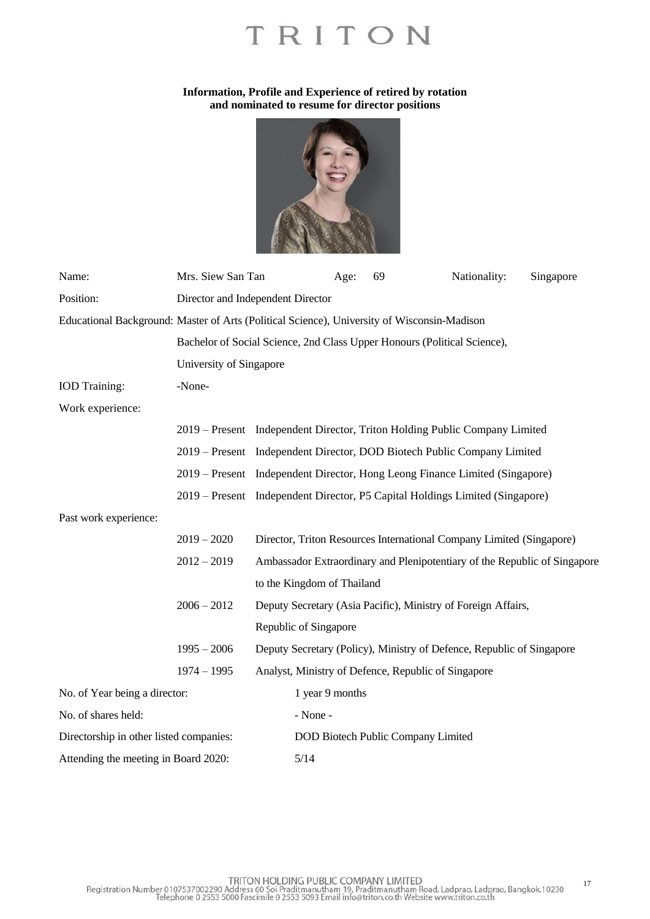**Information, Profile and Experience of retired by rotation and nominated to resume for director positions**

Name: Mrs. Siew San Tan    Age: 69    Nationality: Singapore

Position: Director and Independent Director

Educational Background: Master of Arts (Political Science), University of Wisconsin-Madison

Bachelor of Social Science, 2nd Class Upper Honours (Political Science), University of Singapore

IOD Training: -None-

Work experience:

| | |
|---|---|
| 2019 – Present | Independent Director, Triton Holding Public Company Limited |
| 2019 – Present | Independent Director, DOD Biotech Public Company Limited |
| 2019 – Present | Independent Director, Hong Leong Finance Limited (Singapore) |
| 2019 – Present | Independent Director, P5 Capital Holdings Limited (Singapore) |

Past work experience:

| | |
|---|---|
| 2019 – 2020 | Director, Triton Resources International Company Limited (Singapore) |
| 2012 – 2019 | Ambassador Extraordinary and Plenipotentiary of the Republic of Singapore to the Kingdom of Thailand |
| 2006 – 2012 | Deputy Secretary (Asia Pacific), Ministry of Foreign Affairs, Republic of Singapore |
| 1995 – 2006 | Deputy Secretary (Policy), Ministry of Defence, Republic of Singapore |
| 1974 – 1995 | Analyst, Ministry of Defence, Republic of Singapore |

No. of Year being a director: 1 year 9 months

No. of shares held: - None -

Directorship in other listed companies: DOD Biotech Public Company Limited

Attending the meeting in Board 2020: 5/14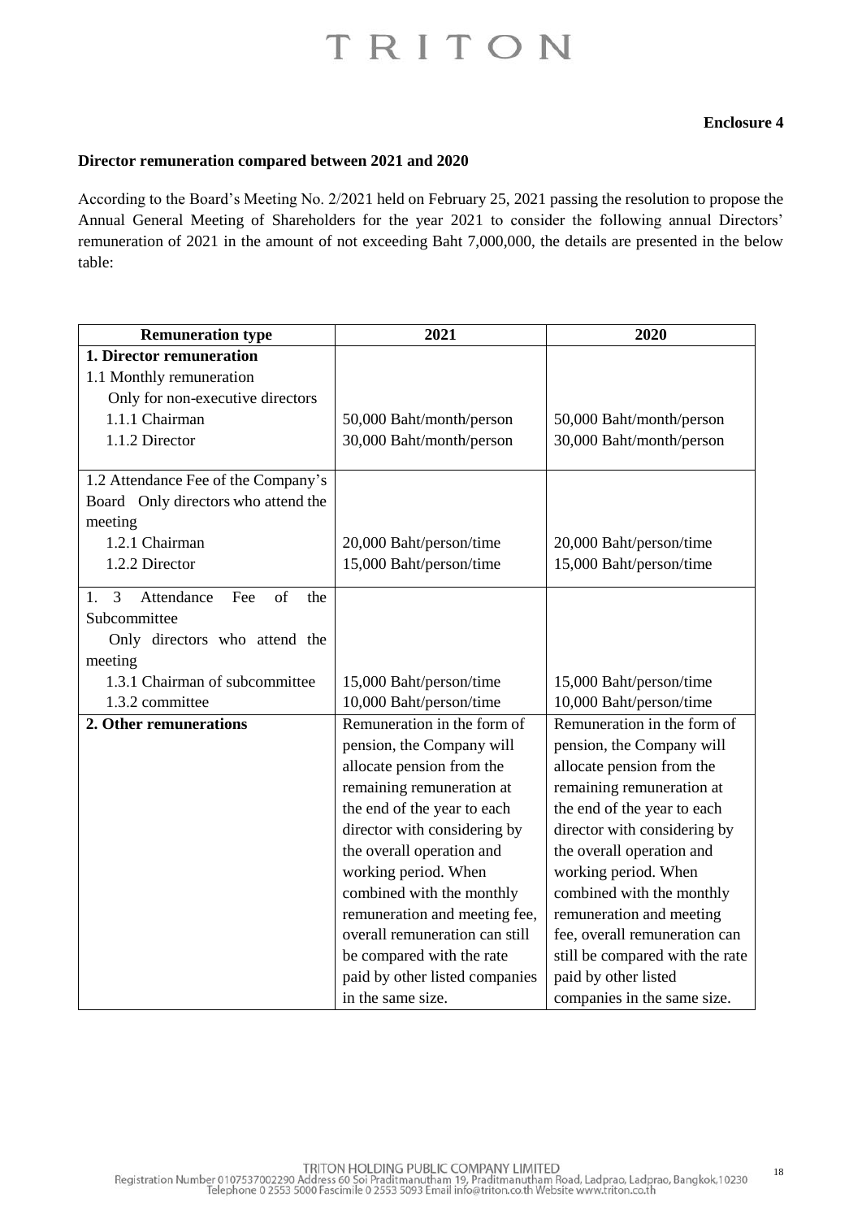**Enclosure 4**

**Director remuneration compared between 2021 and 2020**

According to the Board's Meeting No. 2/2021 held on February 25, 2021 passing the resolution to propose the Annual General Meeting of Shareholders for the year 2021 to consider the following annual Directors' remuneration of 2021 in the amount of not exceeding Baht 7,000,000, the details are presented in the below table:

| Remuneration type | 2021 | 2020 |
|---|---|---|
| **1. Director remuneration** | | |
| 1.1 Monthly remuneration | | |
| Only for non-executive directors | | |
| 1.1.1 Chairman | 50,000 Baht/month/person | 50,000 Baht/month/person |
| 1.1.2 Director | 30,000 Baht/month/person | 30,000 Baht/month/person |
| 1.2 Attendance Fee of the Company's Board Only directors who attend the meeting | | |
| 1.2.1 Chairman | 20,000 Baht/person/time | 20,000 Baht/person/time |
| 1.2.2 Director | 15,000 Baht/person/time | 15,000 Baht/person/time |
| 1. 3 Attendance Fee of the Subcommittee Only directors who attend the meeting | | |
| 1.3.1 Chairman of subcommittee | 15,000 Baht/person/time | 15,000 Baht/person/time |
| 1.3.2 committee | 10,000 Baht/person/time | 10,000 Baht/person/time |
| **2. Other remunerations** | Remuneration in the form of pension, the Company will allocate pension from the remaining remuneration at the end of the year to each director with considering by the overall operation and working period. When combined with the monthly remuneration and meeting fee, overall remuneration can still be compared with the rate paid by other listed companies in the same size. | Remuneration in the form of pension, the Company will allocate pension from the remaining remuneration at the end of the year to each director with considering by the overall operation and working period. When combined with the monthly remuneration and meeting fee, overall remuneration can still be compared with the rate paid by other listed companies in the same size. |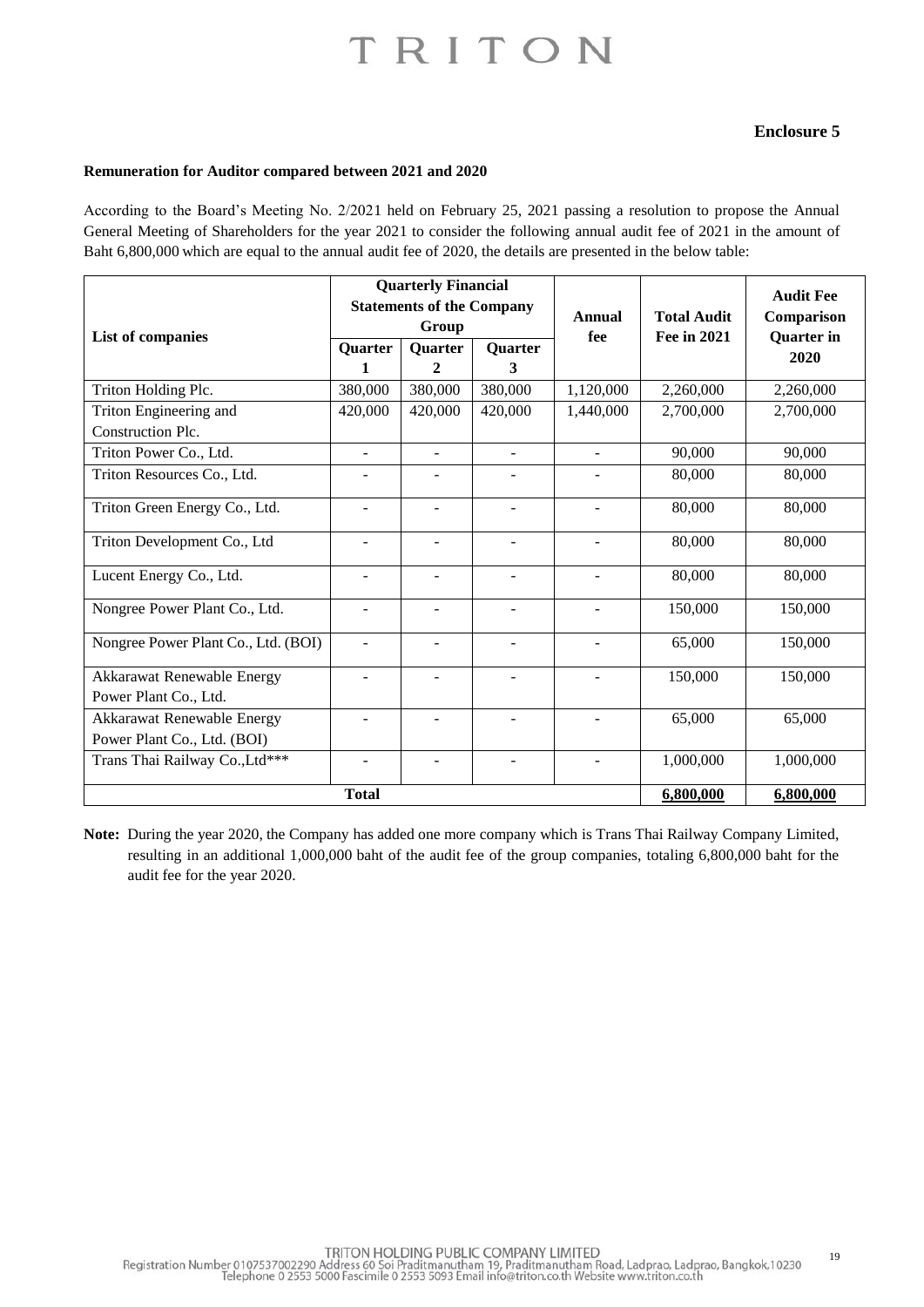**Enclosure 5**

**Remuneration for Auditor compared between 2021 and 2020**

According to the Board's Meeting No. 2/2021 held on February 25, 2021 passing a resolution to propose the Annual General Meeting of Shareholders for the year 2021 to consider the following annual audit fee of 2021 in the amount of Baht 6,800,000 which are equal to the annual audit fee of 2020, the details are presented in the below table:

| List of companies | Quarterly Financial Statements of the Company Group | | | Annual fee | Total Audit Fee in 2021 | Audit Fee Comparison Quarter in 2020 |
|---|---|---|---|---|---|---|
| | Quarter 1 | Quarter 2 | Quarter 3 | | | |
| Triton Holding Plc. | 380,000 | 380,000 | 380,000 | 1,120,000 | 2,260,000 | 2,260,000 |
| Triton Engineering and Construction Plc. | 420,000 | 420,000 | 420,000 | 1,440,000 | 2,700,000 | 2,700,000 |
| Triton Power Co., Ltd. | - | - | - | - | 90,000 | 90,000 |
| Triton Resources Co., Ltd. | - | - | - | - | 80,000 | 80,000 |
| Triton Green Energy Co., Ltd. | - | - | - | - | 80,000 | 80,000 |
| Triton Development Co., Ltd | - | - | - | - | 80,000 | 80,000 |
| Lucent Energy Co., Ltd. | - | - | - | - | 80,000 | 80,000 |
| Nongree Power Plant Co., Ltd. | - | - | - | - | 150,000 | 150,000 |
| Nongree Power Plant Co., Ltd. (BOI) | - | - | - | - | 65,000 | 150,000 |
| Akkarawat Renewable Energy Power Plant Co., Ltd. | - | - | - | - | 150,000 | 150,000 |
| Akkarawat Renewable Energy Power Plant Co., Ltd. (BOI) | - | - | - | - | 65,000 | 65,000 |
| Trans Thai Railway Co.,Ltd*** | - | - | - | - | 1,000,000 | 1,000,000 |
| **Total** | | | | | **6,800,000** | **6,800,000** |

**Note:** During the year 2020, the Company has added one more company which is Trans Thai Railway Company Limited, resulting in an additional 1,000,000 baht of the audit fee of the group companies, totaling 6,800,000 baht for the audit fee for the year 2020.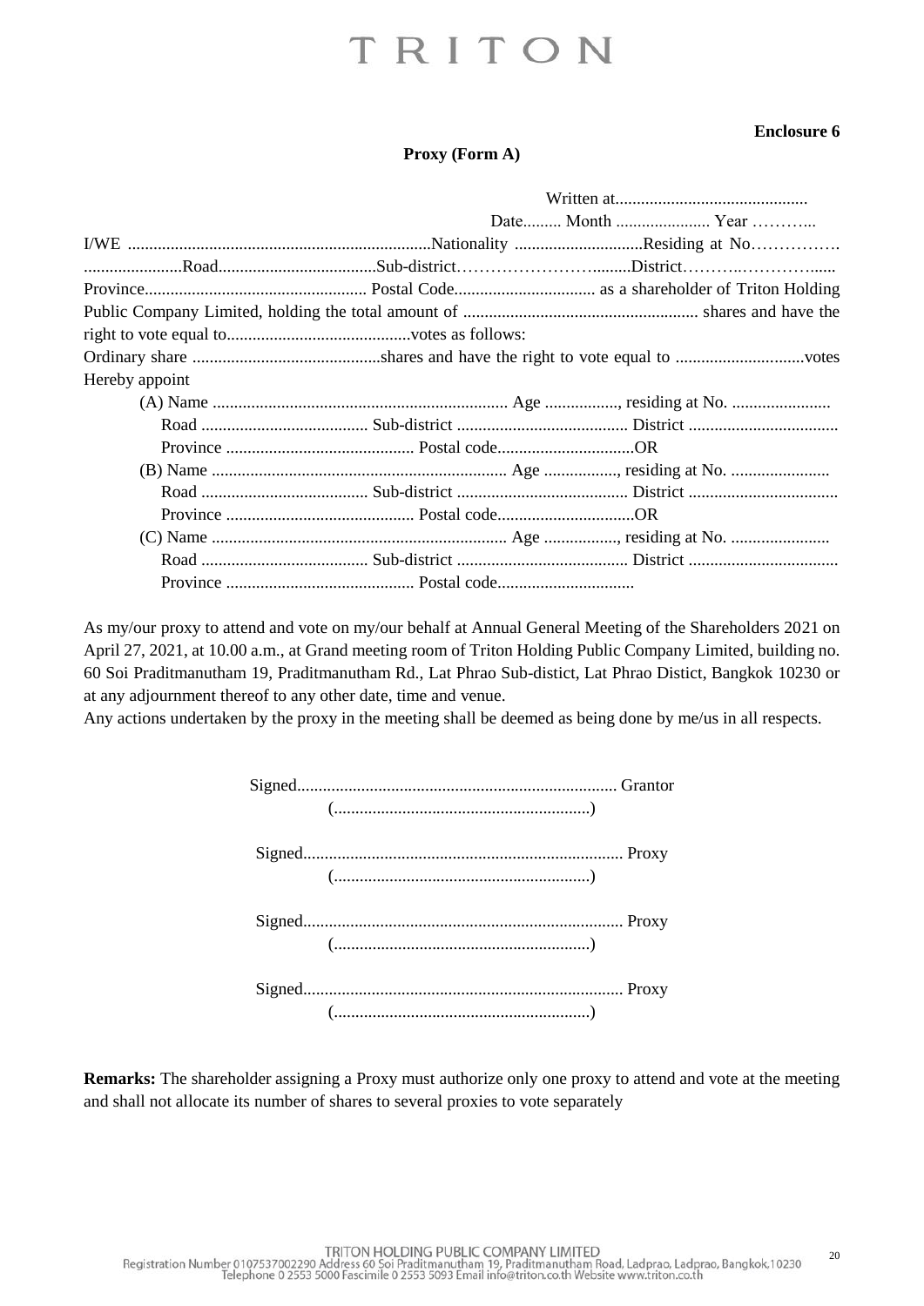**Enclosure 6**

**Proxy (Form A)**

Written at.............................................

Date......... Month ...................... Year ………...

I/WE .......................................................................Nationality ..............................Residing at No……………. .......................Road.....................................Sub-district……………………........District………..………….…..... Province.................................................... Postal Code................................. as a shareholder of Triton Holding Public Company Limited, holding the total amount of ....................................................... shares and have the right to vote equal to...........................................votes as follows:

Ordinary share ............................................shares and have the right to vote equal to ..............................votes

Hereby appoint

(A) Name .................................................................... Age ................., residing at No. .......................
Road ....................................... Sub-district ........................................ District ...................................
Province ............................................ Postal code................................OR

(B) Name .................................................................... Age ................., residing at No. .......................
Road ....................................... Sub-district ........................................ District ...................................
Province ............................................ Postal code................................OR

(C) Name .................................................................... Age ................., residing at No. .......................
Road ....................................... Sub-district ........................................ District ...................................
Province ............................................ Postal code................................

As my/our proxy to attend and vote on my/our behalf at Annual General Meeting of the Shareholders 2021 on April 27, 2021, at 10.00 a.m., at Grand meeting room of Triton Holding Public Company Limited, building no. 60 Soi Praditmanutham 19, Praditmanutham Rd., Lat Phrao Sub-distict, Lat Phrao Distict, Bangkok 10230 or at any adjournment thereof to any other date, time and venue.

Any actions undertaken by the proxy in the meeting shall be deemed as being done by me/us in all respects.

Signed.......................................................................... Grantor
(...........................................................)

Signed.......................................................................... Proxy
(...........................................................)

Signed.......................................................................... Proxy
(...........................................................)

Signed.......................................................................... Proxy
(...........................................................)

**Remarks:** The shareholder assigning a Proxy must authorize only one proxy to attend and vote at the meeting and shall not allocate its number of shares to several proxies to vote separately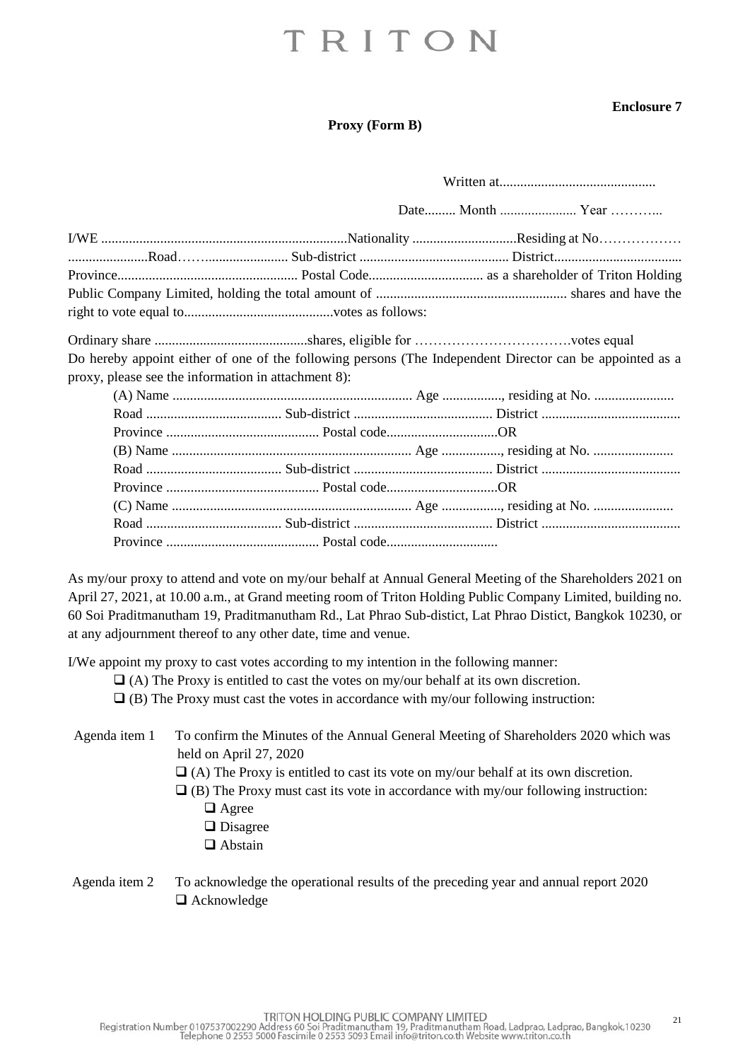**Enclosure 7**

**Proxy (Form B)**

Written at............................................

Date......... Month ...................... Year ………..

I/WE ......................................................................Nationality ..............................Residing at No……………… .......................Road……...................... Sub-district ........................................... District..................................... Province.................................................... Postal Code................................. as a shareholder of Triton Holding Public Company Limited, holding the total amount of ....................................................... shares and have the right to vote equal to...........................................votes as follows:

Ordinary share ............................................shares, eligible for ……………………………votes equal
Do hereby appoint either of one of the following persons (The Independent Director can be appointed as a proxy, please see the information in attachment 8):

(A) Name .................................................................... Age ................., residing at No. .......................
Road ....................................... Sub-district ........................................ District ........................................
Province ............................................ Postal code................................OR
(B) Name .................................................................... Age ................., residing at No. .......................
Road ....................................... Sub-district ........................................ District ........................................
Province ............................................ Postal code................................OR
(C) Name .................................................................... Age ................., residing at No. .......................
Road ....................................... Sub-district ........................................ District ........................................
Province ............................................ Postal code................................

As my/our proxy to attend and vote on my/our behalf at Annual General Meeting of the Shareholders 2021 on April 27, 2021, at 10.00 a.m., at Grand meeting room of Triton Holding Public Company Limited, building no. 60 Soi Praditmanutham 19, Praditmanutham Rd., Lat Phrao Sub-distict, Lat Phrao Distict, Bangkok 10230, or at any adjournment thereof to any other date, time and venue.

I/We appoint my proxy to cast votes according to my intention in the following manner:

- ❑ (A) The Proxy is entitled to cast the votes on my/our behalf at its own discretion.
- ❑ (B) The Proxy must cast the votes in accordance with my/our following instruction:

Agenda item 1 To confirm the Minutes of the Annual General Meeting of Shareholders 2020 which was held on April 27, 2020

- ❑ (A) The Proxy is entitled to cast its vote on my/our behalf at its own discretion.
- ❑ (B) The Proxy must cast its vote in accordance with my/our following instruction:
  - ❑ Agree
  - ❑ Disagree
  - ❑ Abstain

Agenda item 2 To acknowledge the operational results of the preceding year and annual report 2020

- ❑ Acknowledge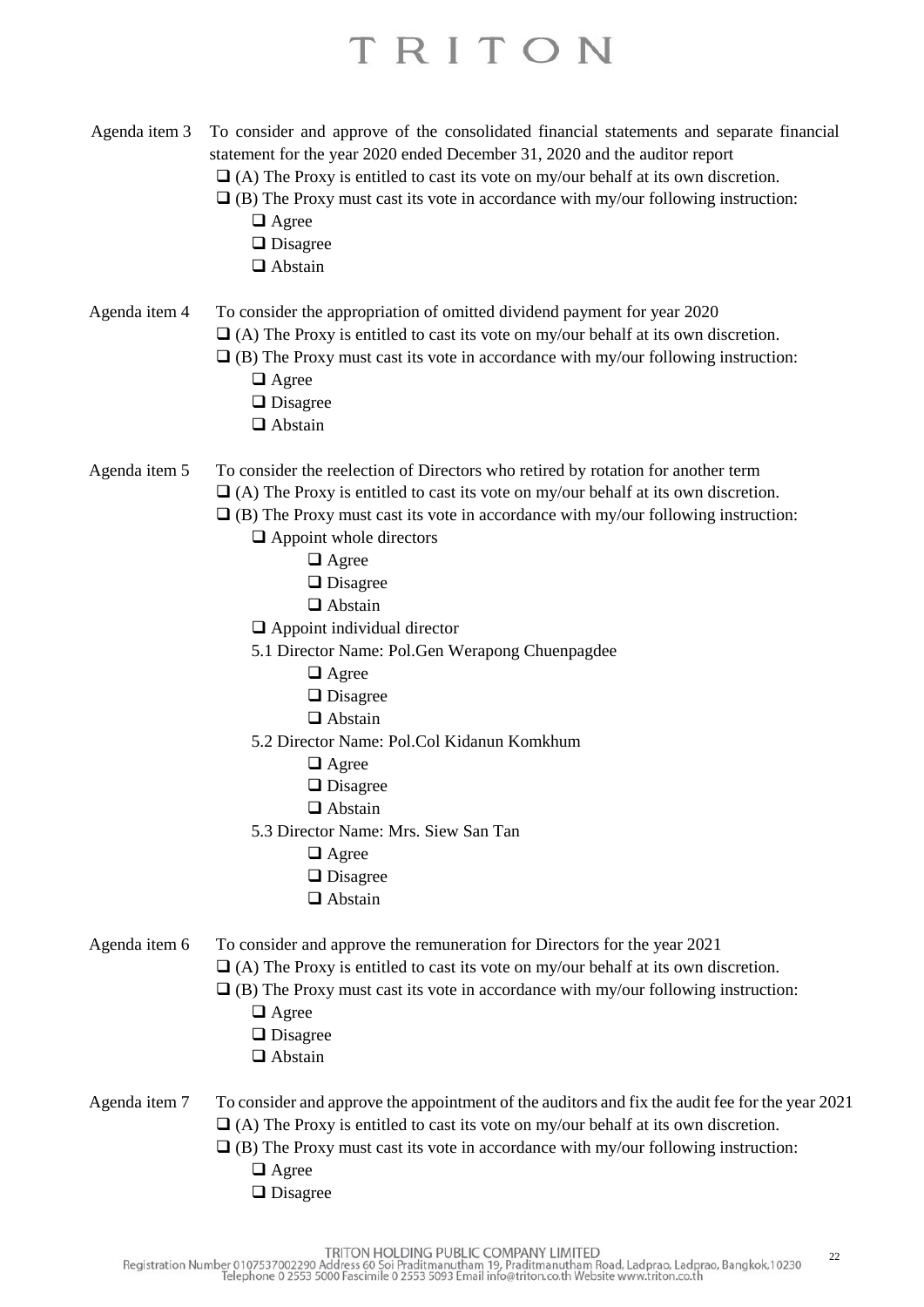Agenda item 3 To consider and approve of the consolidated financial statements and separate financial statement for the year 2020 ended December 31, 2020 and the auditor report

- ❑ (A) The Proxy is entitled to cast its vote on my/our behalf at its own discretion.
- ❑ (B) The Proxy must cast its vote in accordance with my/our following instruction:
  - ❑ Agree
  - ❑ Disagree
  - ❑ Abstain

Agenda item 4 To consider the appropriation of omitted dividend payment for year 2020

- ❑ (A) The Proxy is entitled to cast its vote on my/our behalf at its own discretion.
- ❑ (B) The Proxy must cast its vote in accordance with my/our following instruction:
  - ❑ Agree
  - ❑ Disagree
  - ❑ Abstain

Agenda item 5 To consider the reelection of Directors who retired by rotation for another term

- ❑ (A) The Proxy is entitled to cast its vote on my/our behalf at its own discretion.
- ❑ (B) The Proxy must cast its vote in accordance with my/our following instruction:
  - ❑ Appoint whole directors
    - ❑ Agree
    - ❑ Disagree
    - ❑ Abstain
  - ❑ Appoint individual director
  - 5.1 Director Name: Pol.Gen Werapong Chuenpagdee
    - ❑ Agree
    - ❑ Disagree
    - ❑ Abstain
  - 5.2 Director Name: Pol.Col Kidanun Komkhum
    - ❑ Agree
    - ❑ Disagree
    - ❑ Abstain
  - 5.3 Director Name: Mrs. Siew San Tan
    - ❑ Agree
    - ❑ Disagree
    - ❑ Abstain

Agenda item 6 To consider and approve the remuneration for Directors for the year 2021

- ❑ (A) The Proxy is entitled to cast its vote on my/our behalf at its own discretion.
- ❑ (B) The Proxy must cast its vote in accordance with my/our following instruction:
  - ❑ Agree
  - ❑ Disagree
  - ❑ Abstain

Agenda item 7 To consider and approve the appointment of the auditors and fix the audit fee for the year 2021

- ❑ (A) The Proxy is entitled to cast its vote on my/our behalf at its own discretion.
- ❑ (B) The Proxy must cast its vote in accordance with my/our following instruction:
  - ❑ Agree
  - ❑ Disagree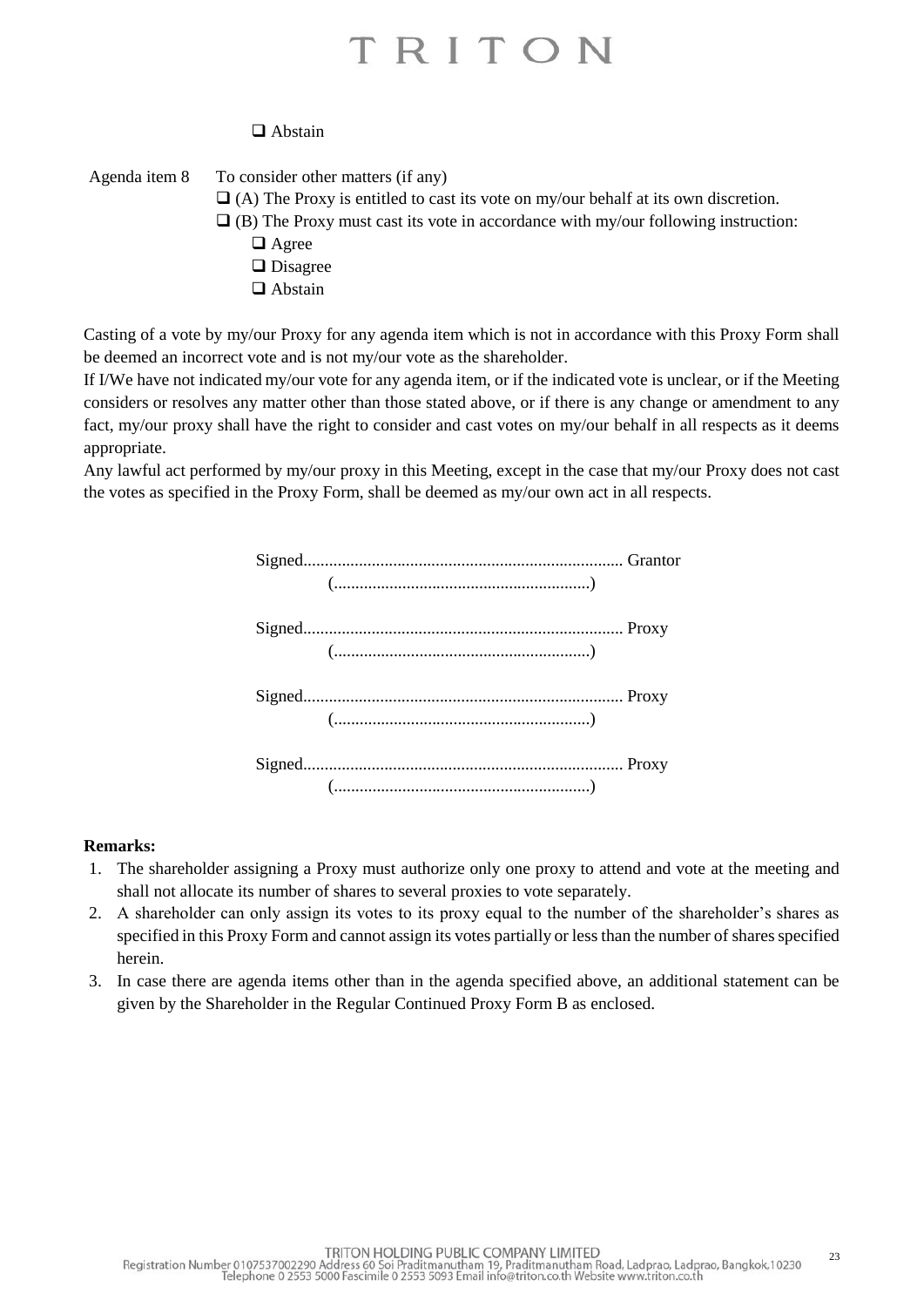☐ Abstain

Agenda item 8 To consider other matters (if any)

☐ (A) The Proxy is entitled to cast its vote on my/our behalf at its own discretion.

☐ (B) The Proxy must cast its vote in accordance with my/our following instruction:

☐ Agree

☐ Disagree

☐ Abstain

Casting of a vote by my/our Proxy for any agenda item which is not in accordance with this Proxy Form shall be deemed an incorrect vote and is not my/our vote as the shareholder.

If I/We have not indicated my/our vote for any agenda item, or if the indicated vote is unclear, or if the Meeting considers or resolves any matter other than those stated above, or if there is any change or amendment to any fact, my/our proxy shall have the right to consider and cast votes on my/our behalf in all respects as it deems appropriate.

Any lawful act performed by my/our proxy in this Meeting, except in the case that my/our Proxy does not cast the votes as specified in the Proxy Form, shall be deemed as my/our own act in all respects.

Signed.......................................................................... Grantor
(..........................................................)

Signed.......................................................................... Proxy
(..........................................................)

Signed.......................................................................... Proxy
(..........................................................)

Signed.......................................................................... Proxy
(..........................................................)

**Remarks:**

1. The shareholder assigning a Proxy must authorize only one proxy to attend and vote at the meeting and shall not allocate its number of shares to several proxies to vote separately.
2. A shareholder can only assign its votes to its proxy equal to the number of the shareholder's shares as specified in this Proxy Form and cannot assign its votes partially or less than the number of shares specified herein.
3. In case there are agenda items other than in the agenda specified above, an additional statement can be given by the Shareholder in the Regular Continued Proxy Form B as enclosed.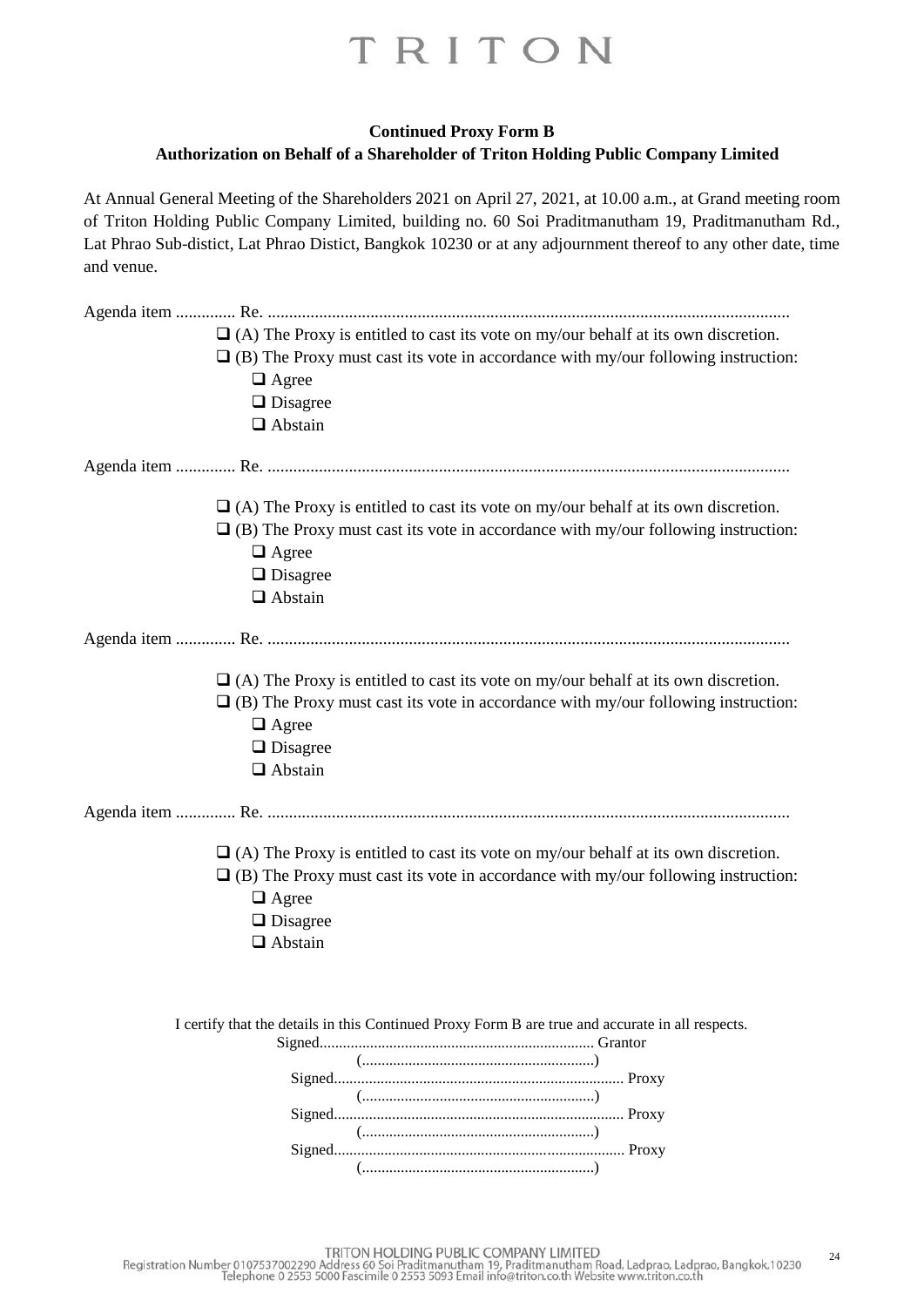**Continued Proxy Form B**

**Authorization on Behalf of a Shareholder of Triton Holding Public Company Limited**

At Annual General Meeting of the Shareholders 2021 on April 27, 2021, at 10.00 a.m., at Grand meeting room of Triton Holding Public Company Limited, building no. 60 Soi Praditmanutham 19, Praditmanutham Rd., Lat Phrao Sub-distict, Lat Phrao Distict, Bangkok 10230 or at any adjournment thereof to any other date, time and venue.

Agenda item .............. Re. ........................................................................................................................

- ❑ (A) The Proxy is entitled to cast its vote on my/our behalf at its own discretion.
- ❑ (B) The Proxy must cast its vote in accordance with my/our following instruction:
  - ❑ Agree
  - ❑ Disagree
  - ❑ Abstain

Agenda item .............. Re. ........................................................................................................................

- ❑ (A) The Proxy is entitled to cast its vote on my/our behalf at its own discretion.
- ❑ (B) The Proxy must cast its vote in accordance with my/our following instruction:
  - ❑ Agree
  - ❑ Disagree
  - ❑ Abstain

Agenda item .............. Re. ........................................................................................................................

- ❑ (A) The Proxy is entitled to cast its vote on my/our behalf at its own discretion.
- ❑ (B) The Proxy must cast its vote in accordance with my/our following instruction:
  - ❑ Agree
  - ❑ Disagree
  - ❑ Abstain

Agenda item .............. Re. ........................................................................................................................

- ❑ (A) The Proxy is entitled to cast its vote on my/our behalf at its own discretion.
- ❑ (B) The Proxy must cast its vote in accordance with my/our following instruction:
  - ❑ Agree
  - ❑ Disagree
  - ❑ Abstain

I certify that the details in this Continued Proxy Form B are true and accurate in all respects.

Signed...................................................................... Grantor
(...........................................................)

Signed.......................................................................... Proxy
(...........................................................)

Signed.......................................................................... Proxy
(...........................................................)

Signed.......................................................................... Proxy
(...........................................................)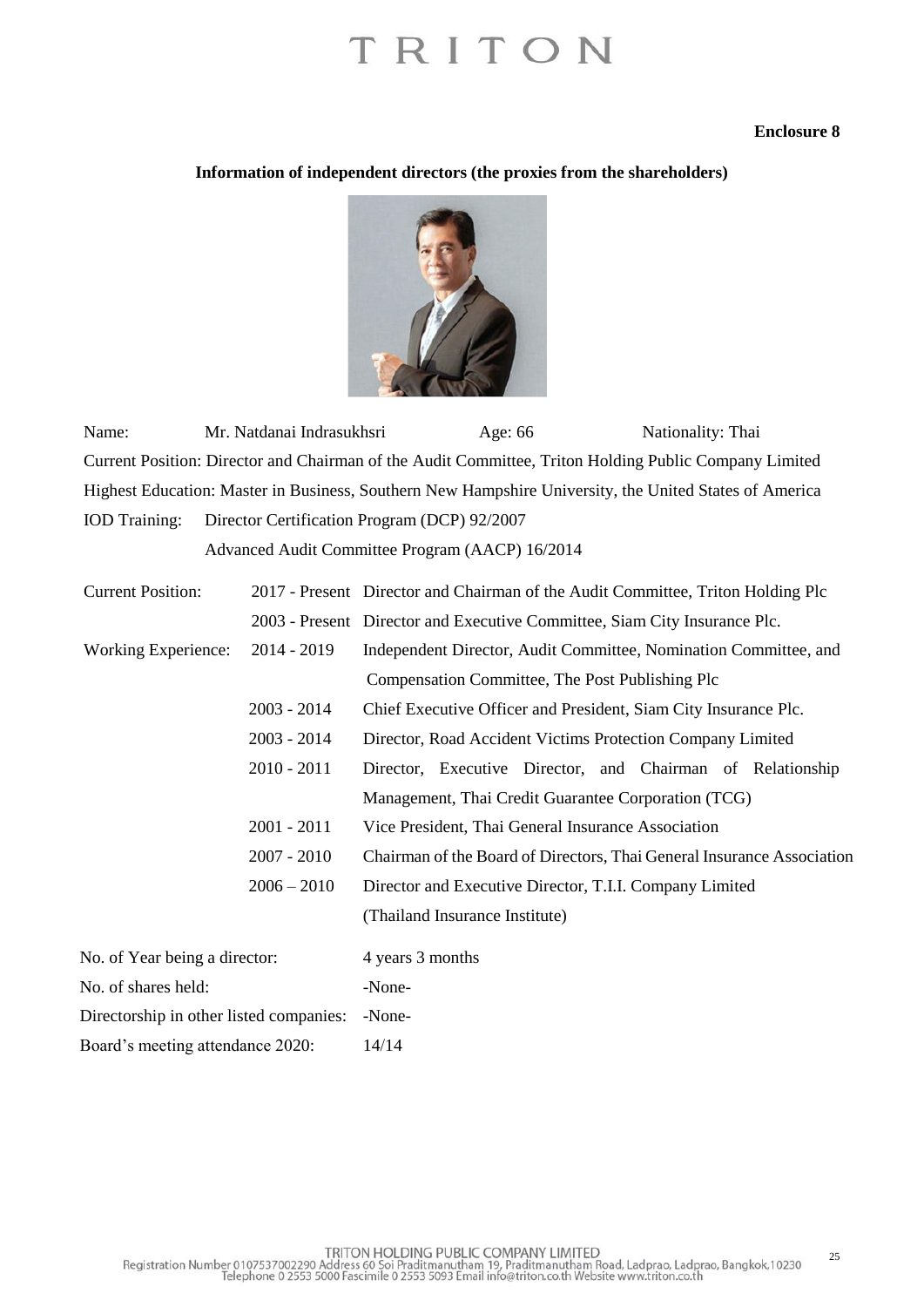**Enclosure 8**

## Information of independent directors (the proxies from the shareholders)

Name: Mr. Natdanai Indrasukhsri Age: 66 Nationality: Thai

Current Position: Director and Chairman of the Audit Committee, Triton Holding Public Company Limited

Highest Education: Master in Business, Southern New Hampshire University, the United States of America

IOD Training: Director Certification Program (DCP) 92/2007
Advanced Audit Committee Program (AACP) 16/2014

| | | |
|---|---|---|
| Current Position: | 2017 - Present | Director and Chairman of the Audit Committee, Triton Holding Plc |
| | 2003 - Present | Director and Executive Committee, Siam City Insurance Plc. |
| Working Experience: | 2014 - 2019 | Independent Director, Audit Committee, Nomination Committee, and Compensation Committee, The Post Publishing Plc |
| | 2003 - 2014 | Chief Executive Officer and President, Siam City Insurance Plc. |
| | 2003 - 2014 | Director, Road Accident Victims Protection Company Limited |
| | 2010 - 2011 | Director, Executive Director, and Chairman of Relationship Management, Thai Credit Guarantee Corporation (TCG) |
| | 2001 - 2011 | Vice President, Thai General Insurance Association |
| | 2007 - 2010 | Chairman of the Board of Directors, Thai General Insurance Association |
| | 2006 – 2010 | Director and Executive Director, T.I.I. Company Limited (Thailand Insurance Institute) |

| | |
|---|---|
| No. of Year being a director: | 4 years 3 months |
| No. of shares held: | -None- |
| Directorship in other listed companies: | -None- |
| Board's meeting attendance 2020: | 14/14 |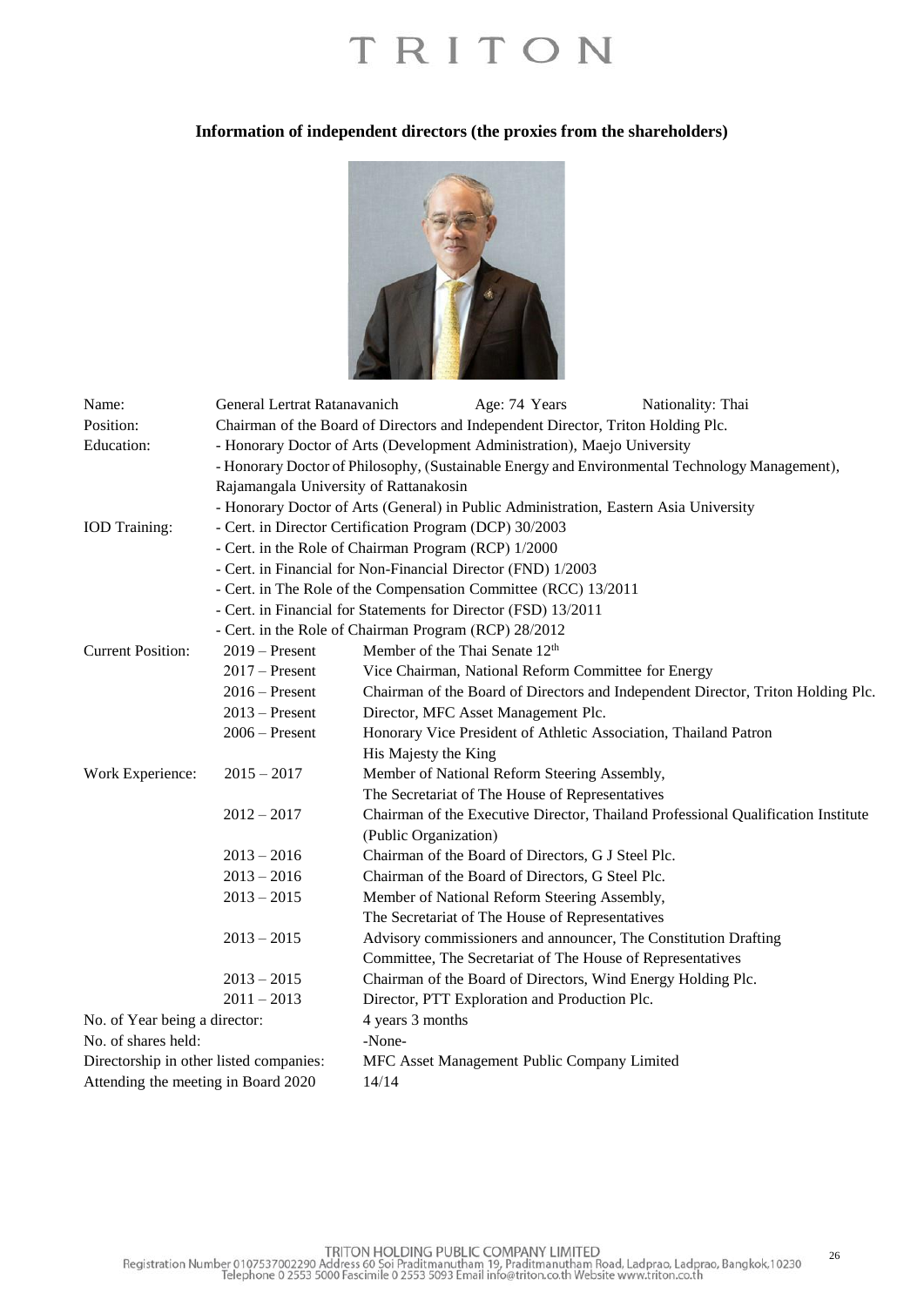## Information of independent directors (the proxies from the shareholders)

| | | |
|---|---|---|
| Name: | General Lertrat Ratanavanich | Age: 74 Years Nationality: Thai |
| Position: | Chairman of the Board of Directors and Independent Director, Triton Holding Plc. | |
| Education: | - Honorary Doctor of Arts (Development Administration), Maejo University<br>- Honorary Doctor of Philosophy, (Sustainable Energy and Environmental Technology Management), Rajamangala University of Rattanakosin<br>- Honorary Doctor of Arts (General) in Public Administration, Eastern Asia University | |
| IOD Training: | - Cert. in Director Certification Program (DCP) 30/2003<br>- Cert. in the Role of Chairman Program (RCP) 1/2000<br>- Cert. in Financial for Non-Financial Director (FND) 1/2003<br>- Cert. in The Role of the Compensation Committee (RCC) 13/2011<br>- Cert. in Financial for Statements for Director (FSD) 13/2011<br>- Cert. in the Role of Chairman Program (RCP) 28/2012 | |
| Current Position: | 2019 – Present | Member of the Thai Senate 12th |
| | 2017 – Present | Vice Chairman, National Reform Committee for Energy |
| | 2016 – Present | Chairman of the Board of Directors and Independent Director, Triton Holding Plc. |
| | 2013 – Present | Director, MFC Asset Management Plc. |
| | 2006 – Present | Honorary Vice President of Athletic Association, Thailand Patron His Majesty the King |
| Work Experience: | 2015 – 2017 | Member of National Reform Steering Assembly, The Secretariat of The House of Representatives |
| | 2012 – 2017 | Chairman of the Executive Director, Thailand Professional Qualification Institute (Public Organization) |
| | 2013 – 2016 | Chairman of the Board of Directors, G J Steel Plc. |
| | 2013 – 2016 | Chairman of the Board of Directors, G Steel Plc. |
| | 2013 – 2015 | Member of National Reform Steering Assembly, The Secretariat of The House of Representatives |
| | 2013 – 2015 | Advisory commissioners and announcer, The Constitution Drafting Committee, The Secretariat of The House of Representatives |
| | 2013 – 2015 | Chairman of the Board of Directors, Wind Energy Holding Plc. |
| | 2011 – 2013 | Director, PTT Exploration and Production Plc. |

No. of Year being a director: 4 years 3 months

No. of shares held: -None-

Directorship in other listed companies: MFC Asset Management Public Company Limited

Attending the meeting in Board 2020: 14/14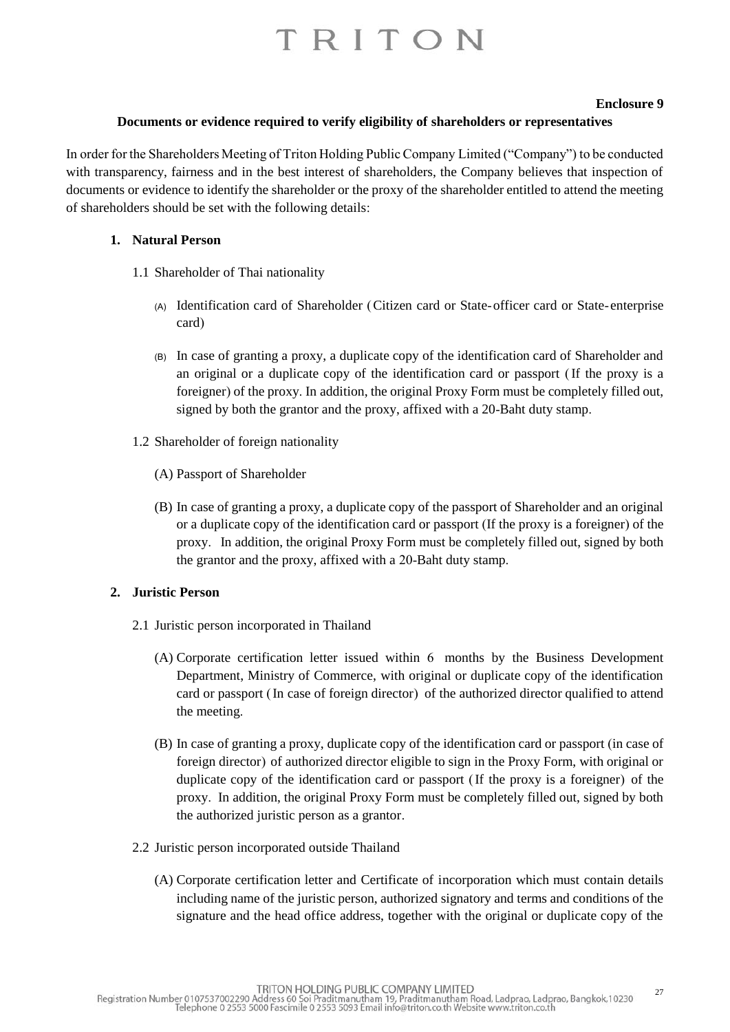**Enclosure 9**

**Documents or evidence required to verify eligibility of shareholders or representatives**

In order for the Shareholders Meeting of Triton Holding Public Company Limited ("Company") to be conducted with transparency, fairness and in the best interest of shareholders, the Company believes that inspection of documents or evidence to identify the shareholder or the proxy of the shareholder entitled to attend the meeting of shareholders should be set with the following details:

**1. Natural Person**

1.1 Shareholder of Thai nationality

(A) Identification card of Shareholder (Citizen card or State-officer card or State-enterprise card)

(B) In case of granting a proxy, a duplicate copy of the identification card of Shareholder and an original or a duplicate copy of the identification card or passport (If the proxy is a foreigner) of the proxy. In addition, the original Proxy Form must be completely filled out, signed by both the grantor and the proxy, affixed with a 20-Baht duty stamp.

1.2 Shareholder of foreign nationality

(A) Passport of Shareholder

(B) In case of granting a proxy, a duplicate copy of the passport of Shareholder and an original or a duplicate copy of the identification card or passport (If the proxy is a foreigner) of the proxy. In addition, the original Proxy Form must be completely filled out, signed by both the grantor and the proxy, affixed with a 20-Baht duty stamp.

**2. Juristic Person**

2.1 Juristic person incorporated in Thailand

(A) Corporate certification letter issued within 6 months by the Business Development Department, Ministry of Commerce, with original or duplicate copy of the identification card or passport (In case of foreign director) of the authorized director qualified to attend the meeting.

(B) In case of granting a proxy, duplicate copy of the identification card or passport (in case of foreign director) of authorized director eligible to sign in the Proxy Form, with original or duplicate copy of the identification card or passport (If the proxy is a foreigner) of the proxy. In addition, the original Proxy Form must be completely filled out, signed by both the authorized juristic person as a grantor.

2.2 Juristic person incorporated outside Thailand

(A) Corporate certification letter and Certificate of incorporation which must contain details including name of the juristic person, authorized signatory and terms and conditions of the signature and the head office address, together with the original or duplicate copy of the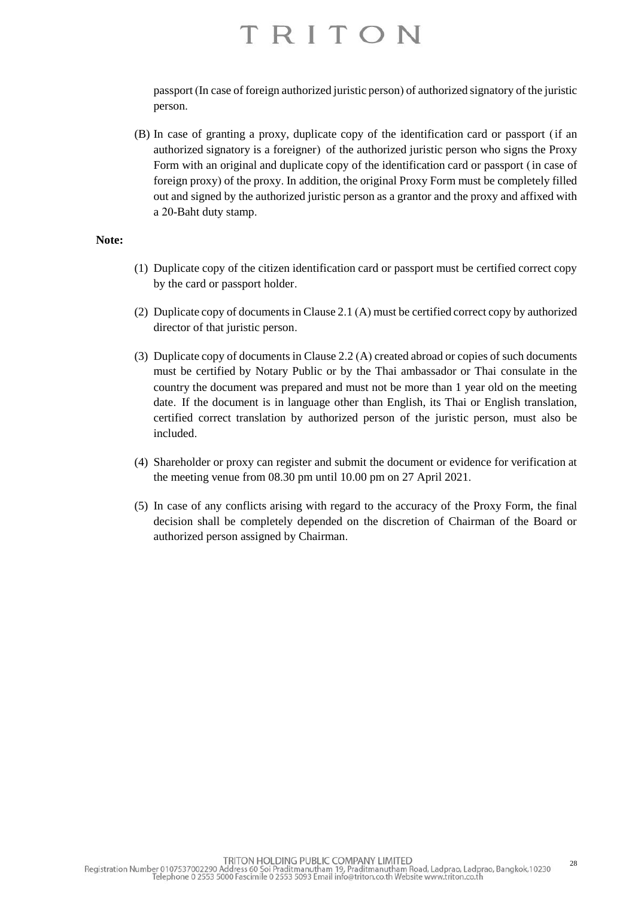passport (In case of foreign authorized juristic person) of authorized signatory of the juristic person.

(B) In case of granting a proxy, duplicate copy of the identification card or passport (if an authorized signatory is a foreigner) of the authorized juristic person who signs the Proxy Form with an original and duplicate copy of the identification card or passport (in case of foreign proxy) of the proxy. In addition, the original Proxy Form must be completely filled out and signed by the authorized juristic person as a grantor and the proxy and affixed with a 20-Baht duty stamp.

**Note:**

(1) Duplicate copy of the citizen identification card or passport must be certified correct copy by the card or passport holder.

(2) Duplicate copy of documents in Clause 2.1 (A) must be certified correct copy by authorized director of that juristic person.

(3) Duplicate copy of documents in Clause 2.2 (A) created abroad or copies of such documents must be certified by Notary Public or by the Thai ambassador or Thai consulate in the country the document was prepared and must not be more than 1 year old on the meeting date. If the document is in language other than English, its Thai or English translation, certified correct translation by authorized person of the juristic person, must also be included.

(4) Shareholder or proxy can register and submit the document or evidence for verification at the meeting venue from 08.30 pm until 10.00 pm on 27 April 2021.

(5) In case of any conflicts arising with regard to the accuracy of the Proxy Form, the final decision shall be completely depended on the discretion of Chairman of the Board or authorized person assigned by Chairman.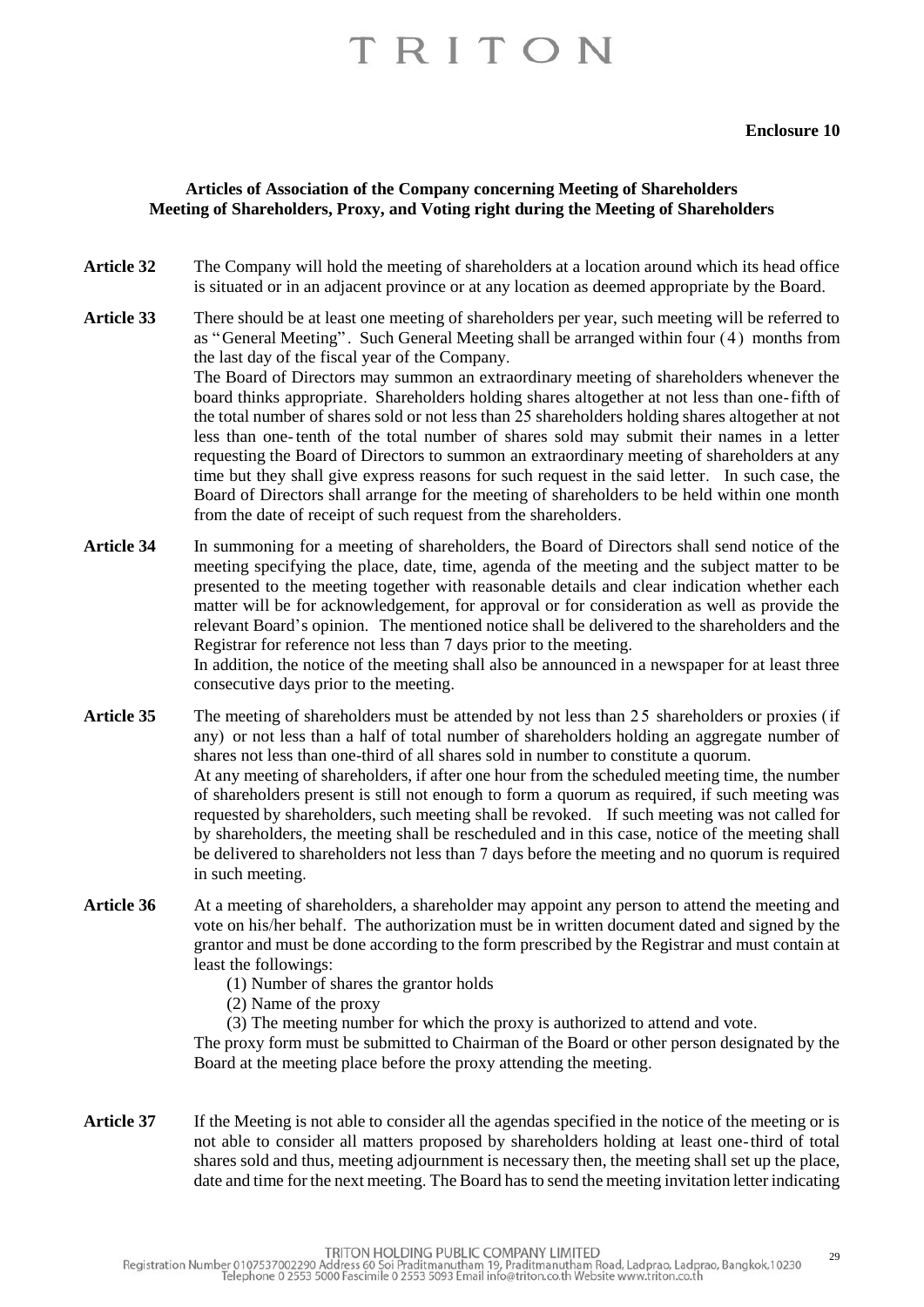**Enclosure 10**

**Articles of Association of the Company concerning Meeting of Shareholders**
**Meeting of Shareholders, Proxy, and Voting right during the Meeting of Shareholders**

**Article 32** The Company will hold the meeting of shareholders at a location around which its head office is situated or in an adjacent province or at any location as deemed appropriate by the Board.

**Article 33** There should be at least one meeting of shareholders per year, such meeting will be referred to as "General Meeting". Such General Meeting shall be arranged within four (4) months from the last day of the fiscal year of the Company.

The Board of Directors may summon an extraordinary meeting of shareholders whenever the board thinks appropriate. Shareholders holding shares altogether at not less than one-fifth of the total number of shares sold or not less than 25 shareholders holding shares altogether at not less than one-tenth of the total number of shares sold may submit their names in a letter requesting the Board of Directors to summon an extraordinary meeting of shareholders at any time but they shall give express reasons for such request in the said letter. In such case, the Board of Directors shall arrange for the meeting of shareholders to be held within one month from the date of receipt of such request from the shareholders.

**Article 34** In summoning for a meeting of shareholders, the Board of Directors shall send notice of the meeting specifying the place, date, time, agenda of the meeting and the subject matter to be presented to the meeting together with reasonable details and clear indication whether each matter will be for acknowledgement, for approval or for consideration as well as provide the relevant Board's opinion. The mentioned notice shall be delivered to the shareholders and the Registrar for reference not less than 7 days prior to the meeting.

In addition, the notice of the meeting shall also be announced in a newspaper for at least three consecutive days prior to the meeting.

**Article 35** The meeting of shareholders must be attended by not less than 25 shareholders or proxies (if any) or not less than a half of total number of shareholders holding an aggregate number of shares not less than one-third of all shares sold in number to constitute a quorum.

At any meeting of shareholders, if after one hour from the scheduled meeting time, the number of shareholders present is still not enough to form a quorum as required, if such meeting was requested by shareholders, such meeting shall be revoked. If such meeting was not called for by shareholders, the meeting shall be rescheduled and in this case, notice of the meeting shall be delivered to shareholders not less than 7 days before the meeting and no quorum is required in such meeting.

**Article 36** At a meeting of shareholders, a shareholder may appoint any person to attend the meeting and vote on his/her behalf. The authorization must be in written document dated and signed by the grantor and must be done according to the form prescribed by the Registrar and must contain at least the followings:

(1) Number of shares the grantor holds

(2) Name of the proxy

(3) The meeting number for which the proxy is authorized to attend and vote.

The proxy form must be submitted to Chairman of the Board or other person designated by the Board at the meeting place before the proxy attending the meeting.

**Article 37** If the Meeting is not able to consider all the agendas specified in the notice of the meeting or is not able to consider all matters proposed by shareholders holding at least one-third of total shares sold and thus, meeting adjournment is necessary then, the meeting shall set up the place, date and time for the next meeting. The Board has to send the meeting invitation letter indicating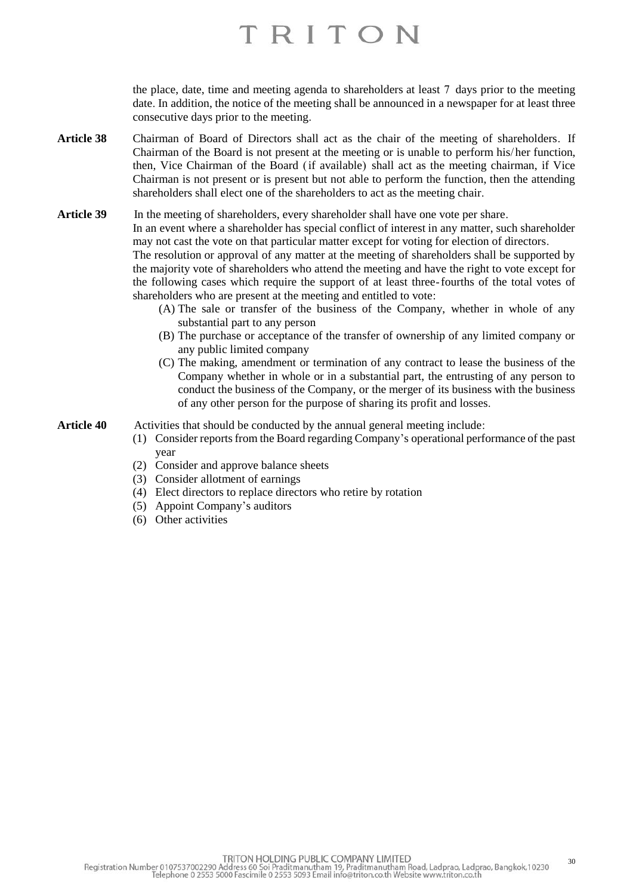the place, date, time and meeting agenda to shareholders at least 7 days prior to the meeting date. In addition, the notice of the meeting shall be announced in a newspaper for at least three consecutive days prior to the meeting.

**Article 38** Chairman of Board of Directors shall act as the chair of the meeting of shareholders. If Chairman of the Board is not present at the meeting or is unable to perform his/her function, then, Vice Chairman of the Board (if available) shall act as the meeting chairman, if Vice Chairman is not present or is present but not able to perform the function, then the attending shareholders shall elect one of the shareholders to act as the meeting chair.

**Article 39** In the meeting of shareholders, every shareholder shall have one vote per share.

In an event where a shareholder has special conflict of interest in any matter, such shareholder may not cast the vote on that particular matter except for voting for election of directors.

The resolution or approval of any matter at the meeting of shareholders shall be supported by the majority vote of shareholders who attend the meeting and have the right to vote except for the following cases which require the support of at least three-fourths of the total votes of shareholders who are present at the meeting and entitled to vote:

(A) The sale or transfer of the business of the Company, whether in whole of any substantial part to any person

(B) The purchase or acceptance of the transfer of ownership of any limited company or any public limited company

(C) The making, amendment or termination of any contract to lease the business of the Company whether in whole or in a substantial part, the entrusting of any person to conduct the business of the Company, or the merger of its business with the business of any other person for the purpose of sharing its profit and losses.

**Article 40** Activities that should be conducted by the annual general meeting include:

(1) Consider reports from the Board regarding Company's operational performance of the past year
(2) Consider and approve balance sheets
(3) Consider allotment of earnings
(4) Elect directors to replace directors who retire by rotation
(5) Appoint Company's auditors
(6) Other activities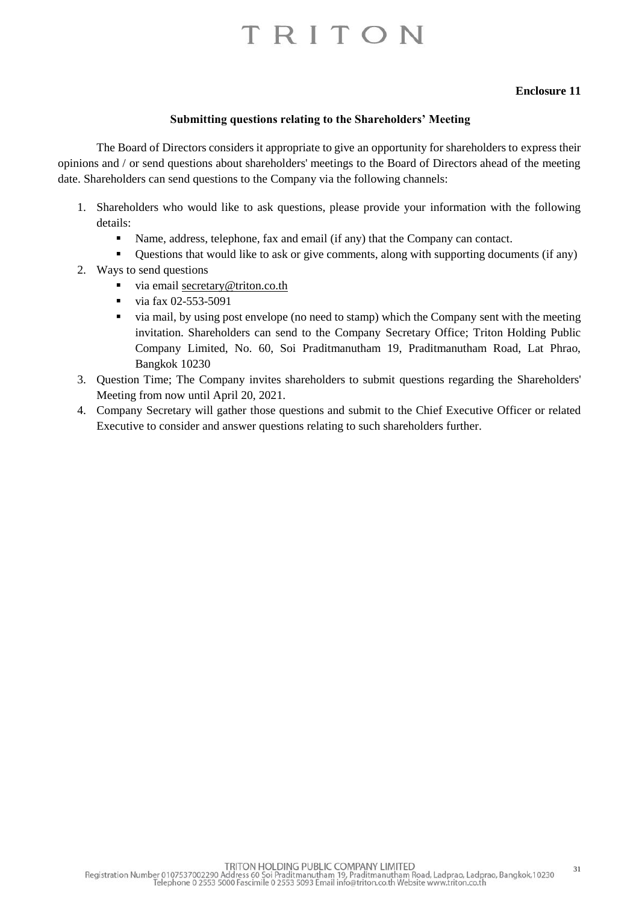**Enclosure 11**

**Submitting questions relating to the Shareholders' Meeting**

The Board of Directors considers it appropriate to give an opportunity for shareholders to express their opinions and / or send questions about shareholders' meetings to the Board of Directors ahead of the meeting date. Shareholders can send questions to the Company via the following channels:

1. Shareholders who would like to ask questions, please provide your information with the following details:
   - Name, address, telephone, fax and email (if any) that the Company can contact.
   - Questions that would like to ask or give comments, along with supporting documents (if any)
2. Ways to send questions
   - via email secretary@triton.co.th
   - via fax 02-553-5091
   - via mail, by using post envelope (no need to stamp) which the Company sent with the meeting invitation. Shareholders can send to the Company Secretary Office; Triton Holding Public Company Limited, No. 60, Soi Praditmanutham 19, Praditmanutham Road, Lat Phrao, Bangkok 10230
3. Question Time; The Company invites shareholders to submit questions regarding the Shareholders' Meeting from now until April 20, 2021.
4. Company Secretary will gather those questions and submit to the Chief Executive Officer or related Executive to consider and answer questions relating to such shareholders further.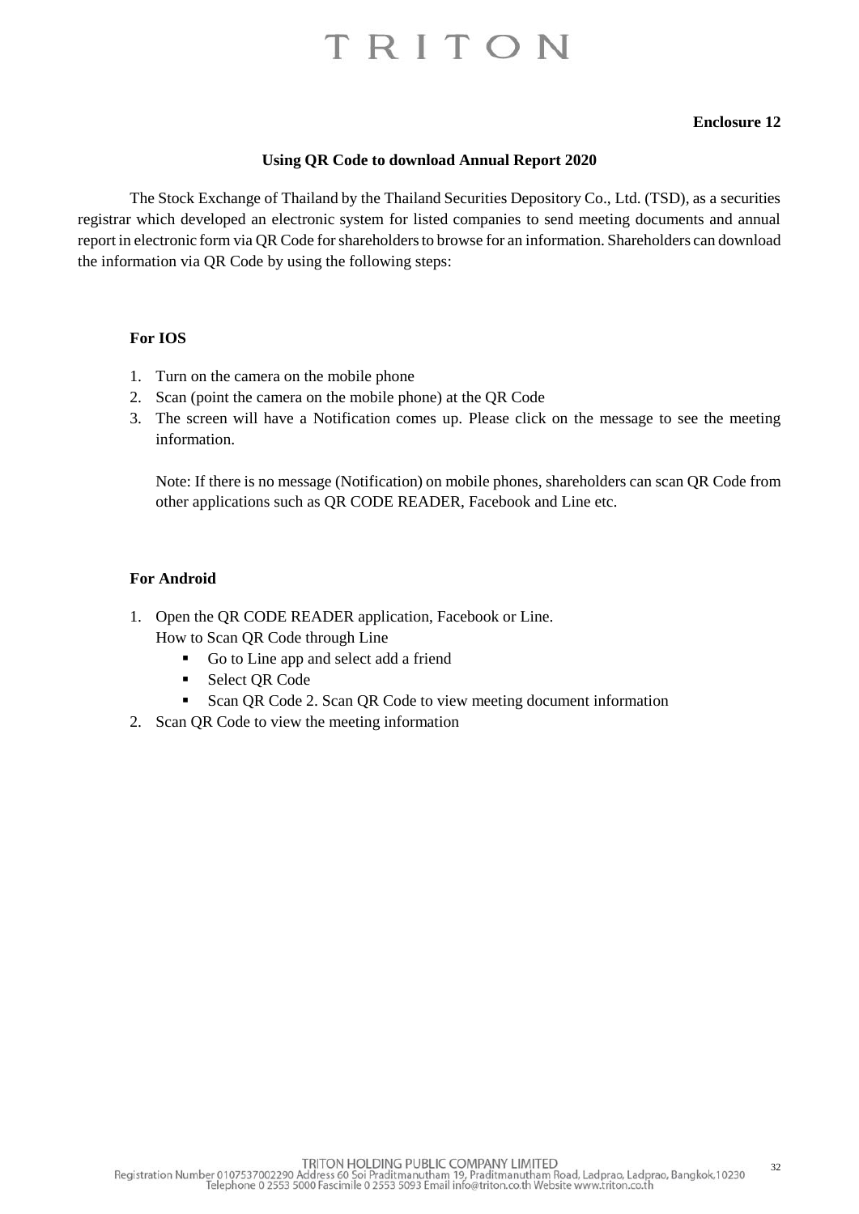**Enclosure 12**

**Using QR Code to download Annual Report 2020**

The Stock Exchange of Thailand by the Thailand Securities Depository Co., Ltd. (TSD), as a securities registrar which developed an electronic system for listed companies to send meeting documents and annual report in electronic form via QR Code for shareholders to browse for an information. Shareholders can download the information via QR Code by using the following steps:

**For IOS**

1. Turn on the camera on the mobile phone
2. Scan (point the camera on the mobile phone) at the QR Code
3. The screen will have a Notification comes up. Please click on the message to see the meeting information.

   Note: If there is no message (Notification) on mobile phones, shareholders can scan QR Code from other applications such as QR CODE READER, Facebook and Line etc.

**For Android**

1. Open the QR CODE READER application, Facebook or Line.
   How to Scan QR Code through Line
   - Go to Line app and select add a friend
   - Select QR Code
   - Scan QR Code 2. Scan QR Code to view meeting document information
2. Scan QR Code to view the meeting information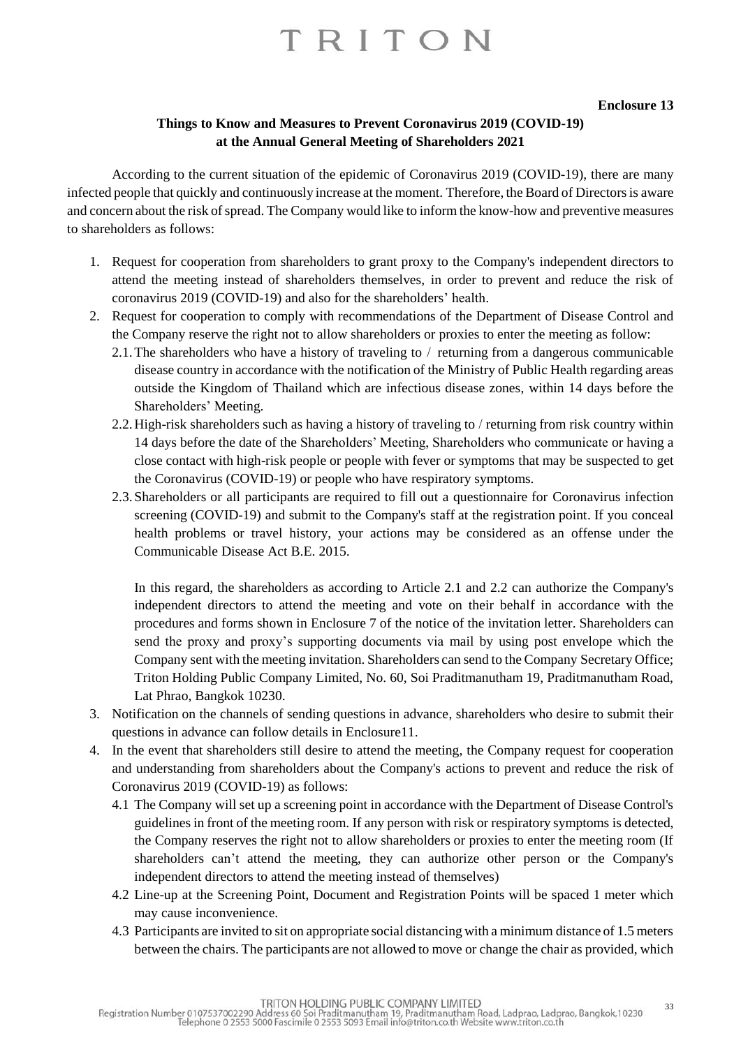**Enclosure 13**

## Things to Know and Measures to Prevent Coronavirus 2019 (COVID-19) at the Annual General Meeting of Shareholders 2021

According to the current situation of the epidemic of Coronavirus 2019 (COVID-19), there are many infected people that quickly and continuously increase at the moment. Therefore, the Board of Directors is aware and concern about the risk of spread. The Company would like to inform the know-how and preventive measures to shareholders as follows:

1. Request for cooperation from shareholders to grant proxy to the Company's independent directors to attend the meeting instead of shareholders themselves, in order to prevent and reduce the risk of coronavirus 2019 (COVID-19) and also for the shareholders' health.
2. Request for cooperation to comply with recommendations of the Department of Disease Control and the Company reserve the right not to allow shareholders or proxies to enter the meeting as follow:
   - 2.1. The shareholders who have a history of traveling to / returning from a dangerous communicable disease country in accordance with the notification of the Ministry of Public Health regarding areas outside the Kingdom of Thailand which are infectious disease zones, within 14 days before the Shareholders' Meeting.
   - 2.2. High-risk shareholders such as having a history of traveling to / returning from risk country within 14 days before the date of the Shareholders' Meeting, Shareholders who communicate or having a close contact with high-risk people or people with fever or symptoms that may be suspected to get the Coronavirus (COVID-19) or people who have respiratory symptoms.
   - 2.3. Shareholders or all participants are required to fill out a questionnaire for Coronavirus infection screening (COVID-19) and submit to the Company's staff at the registration point. If you conceal health problems or travel history, your actions may be considered as an offense under the Communicable Disease Act B.E. 2015.

   In this regard, the shareholders as according to Article 2.1 and 2.2 can authorize the Company's independent directors to attend the meeting and vote on their behalf in accordance with the procedures and forms shown in Enclosure 7 of the notice of the invitation letter. Shareholders can send the proxy and proxy's supporting documents via mail by using post envelope which the Company sent with the meeting invitation. Shareholders can send to the Company Secretary Office; Triton Holding Public Company Limited, No. 60, Soi Praditmanutham 19, Praditmanutham Road, Lat Phrao, Bangkok 10230.
3. Notification on the channels of sending questions in advance, shareholders who desire to submit their questions in advance can follow details in Enclosure11.
4. In the event that shareholders still desire to attend the meeting, the Company request for cooperation and understanding from shareholders about the Company's actions to prevent and reduce the risk of Coronavirus 2019 (COVID-19) as follows:
   - 4.1 The Company will set up a screening point in accordance with the Department of Disease Control's guidelines in front of the meeting room. If any person with risk or respiratory symptoms is detected, the Company reserves the right not to allow shareholders or proxies to enter the meeting room (If shareholders can't attend the meeting, they can authorize other person or the Company's independent directors to attend the meeting instead of themselves)
   - 4.2 Line-up at the Screening Point, Document and Registration Points will be spaced 1 meter which may cause inconvenience.
   - 4.3 Participants are invited to sit on appropriate social distancing with a minimum distance of 1.5 meters between the chairs. The participants are not allowed to move or change the chair as provided, which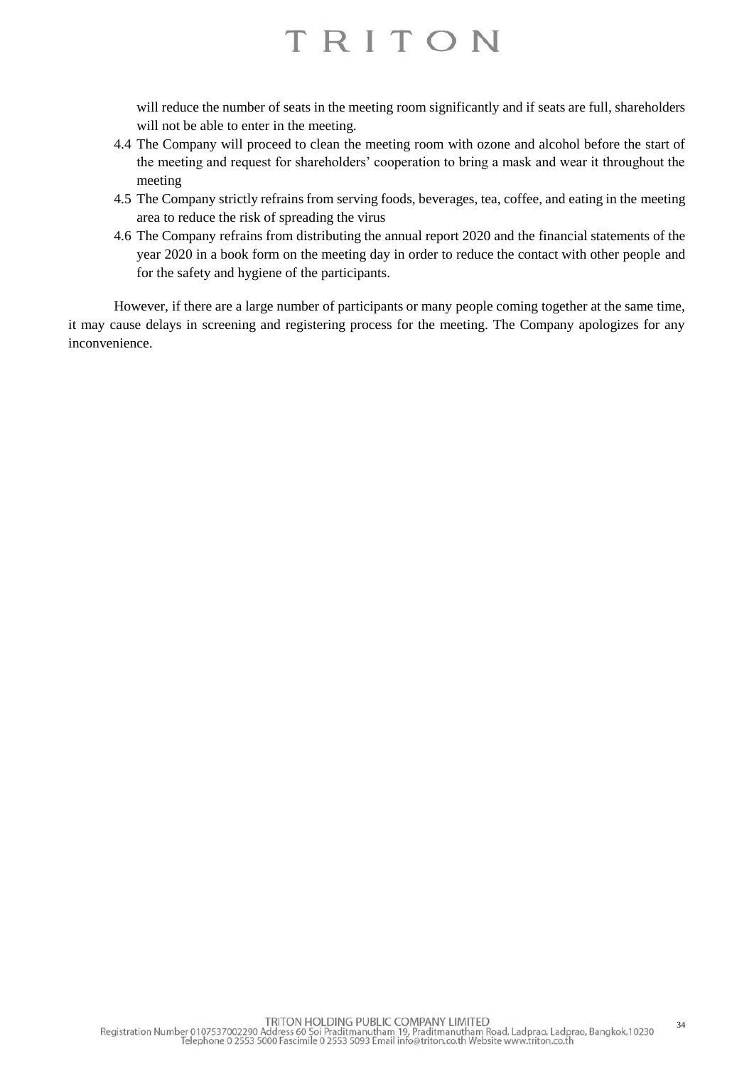will reduce the number of seats in the meeting room significantly and if seats are full, shareholders will not be able to enter in the meeting.

4.4 The Company will proceed to clean the meeting room with ozone and alcohol before the start of the meeting and request for shareholders' cooperation to bring a mask and wear it throughout the meeting

4.5 The Company strictly refrains from serving foods, beverages, tea, coffee, and eating in the meeting area to reduce the risk of spreading the virus

4.6 The Company refrains from distributing the annual report 2020 and the financial statements of the year 2020 in a book form on the meeting day in order to reduce the contact with other people and for the safety and hygiene of the participants.

However, if there are a large number of participants or many people coming together at the same time, it may cause delays in screening and registering process for the meeting. The Company apologizes for any inconvenience.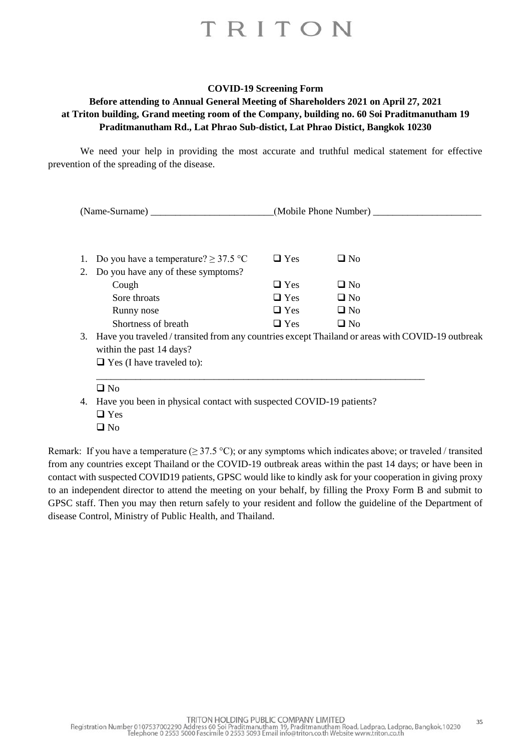**COVID-19 Screening Form**

**Before attending to Annual General Meeting of Shareholders 2021 on April 27, 2021 at Triton building, Grand meeting room of the Company, building no. 60 Soi Praditmanutham 19 Praditmanutham Rd., Lat Phrao Sub-distict, Lat Phrao Distict, Bangkok 10230**

We need your help in providing the most accurate and truthful medical statement for effective prevention of the spreading of the disease.

(Name-Surname) _________________________(Mobile Phone Number) ______________________

1. Do you have a temperature? ≥ 37.5 °C ❑ Yes ❑ No
2. Do you have any of these symptoms?
   - Cough ❑ Yes ❑ No
   - Sore throats ❑ Yes ❑ No
   - Runny nose ❑ Yes ❑ No
   - Shortness of breath ❑ Yes ❑ No
3. Have you traveled / transited from any countries except Thailand or areas with COVID-19 outbreak within the past 14 days?
   ❑ Yes (I have traveled to):
   ____________________________________________________________________
   ❑ No
4. Have you been in physical contact with suspected COVID-19 patients?
   ❑ Yes
   ❑ No

Remark: If you have a temperature (≥ 37.5 °C); or any symptoms which indicates above; or traveled / transited from any countries except Thailand or the COVID-19 outbreak areas within the past 14 days; or have been in contact with suspected COVID19 patients, GPSC would like to kindly ask for your cooperation in giving proxy to an independent director to attend the meeting on your behalf, by filling the Proxy Form B and submit to GPSC staff. Then you may then return safely to your resident and follow the guideline of the Department of disease Control, Ministry of Public Health, and Thailand.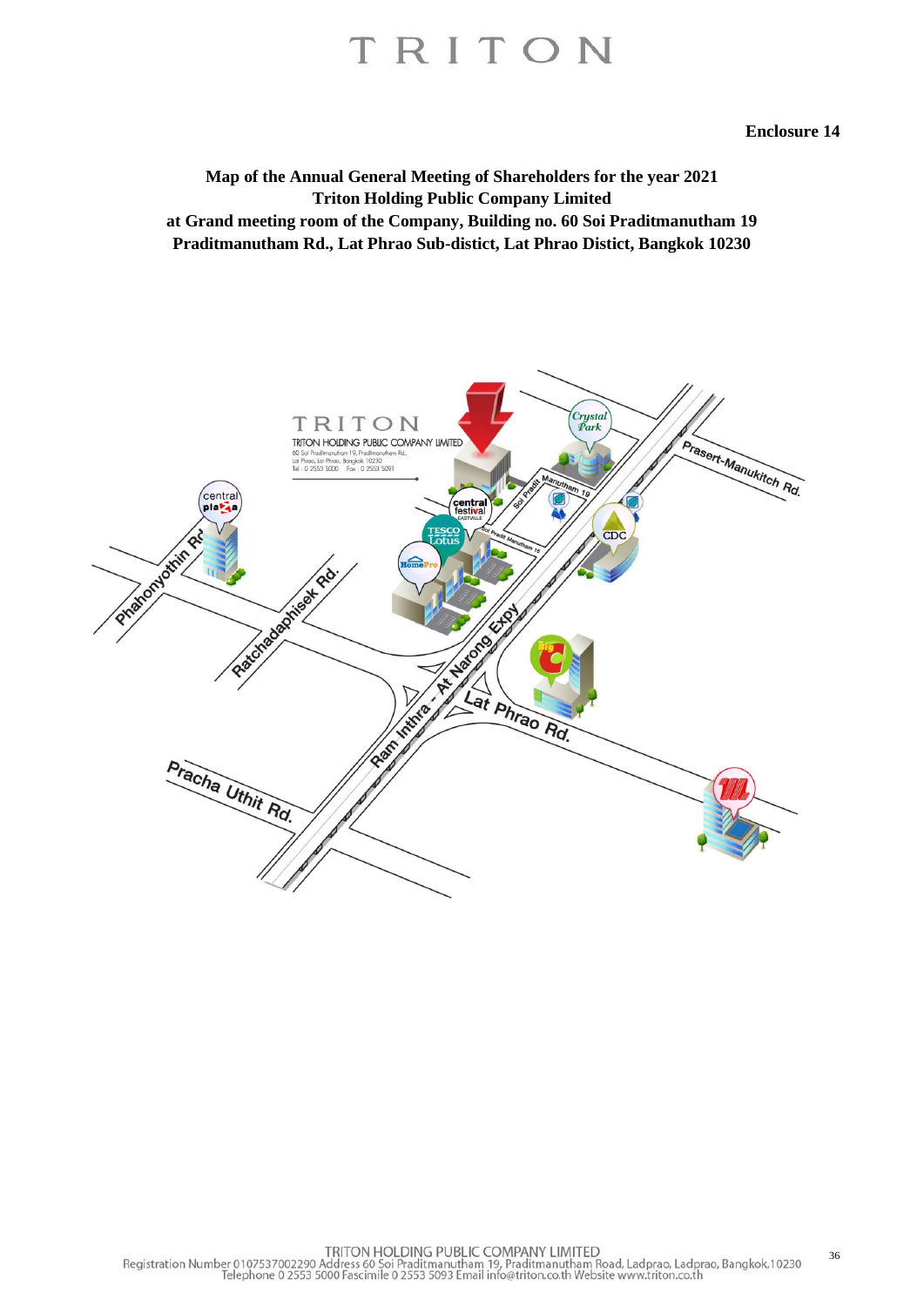TRITON

**Enclosure 14**

**Map of the Annual General Meeting of Shareholders for the year 2021**
**Triton Holding Public Company Limited**
**at Grand meeting room of the Company, Building no. 60 Soi Praditmanutham 19**
**Praditmanutham Rd., Lat Phrao Sub-distict, Lat Phrao Distict, Bangkok 10230**

TRITON
TRITON HOLDING PUBLIC COMPANY LIMITED
60 Soi Praditmanutham 19, Praditmanutham Rd.,
Lat Phrao, Lat Phrao, Bangkok 10230
Tel : 0 2553 5000 Fax : 0 2553 5091

Crystal Park

Prasert-Manukitch Rd.

Soi Pradit Manutham 19

central plaza

Phahonyothin Rd.

central festival EASTVILLE

TESCO Lotus

Soi Pradit Manutham 15

CDC

HomePro

Ratchadaphisek Rd.

Ram Inthra - At Narong Expy

Big C

Lat Phrao Rd.

Pracha Uthit Rd.

TRITON HOLDING PUBLIC COMPANY LIMITED
Registration Number 0107537002290 Address 60 Soi Praditmanutham 19, Praditmanutham Road, Ladprao, Ladprao, Bangkok,10230
Telephone 0 2553 5000 Fascimile 0 2553 5093 Email info@triton.co.th Website www.triton.co.th